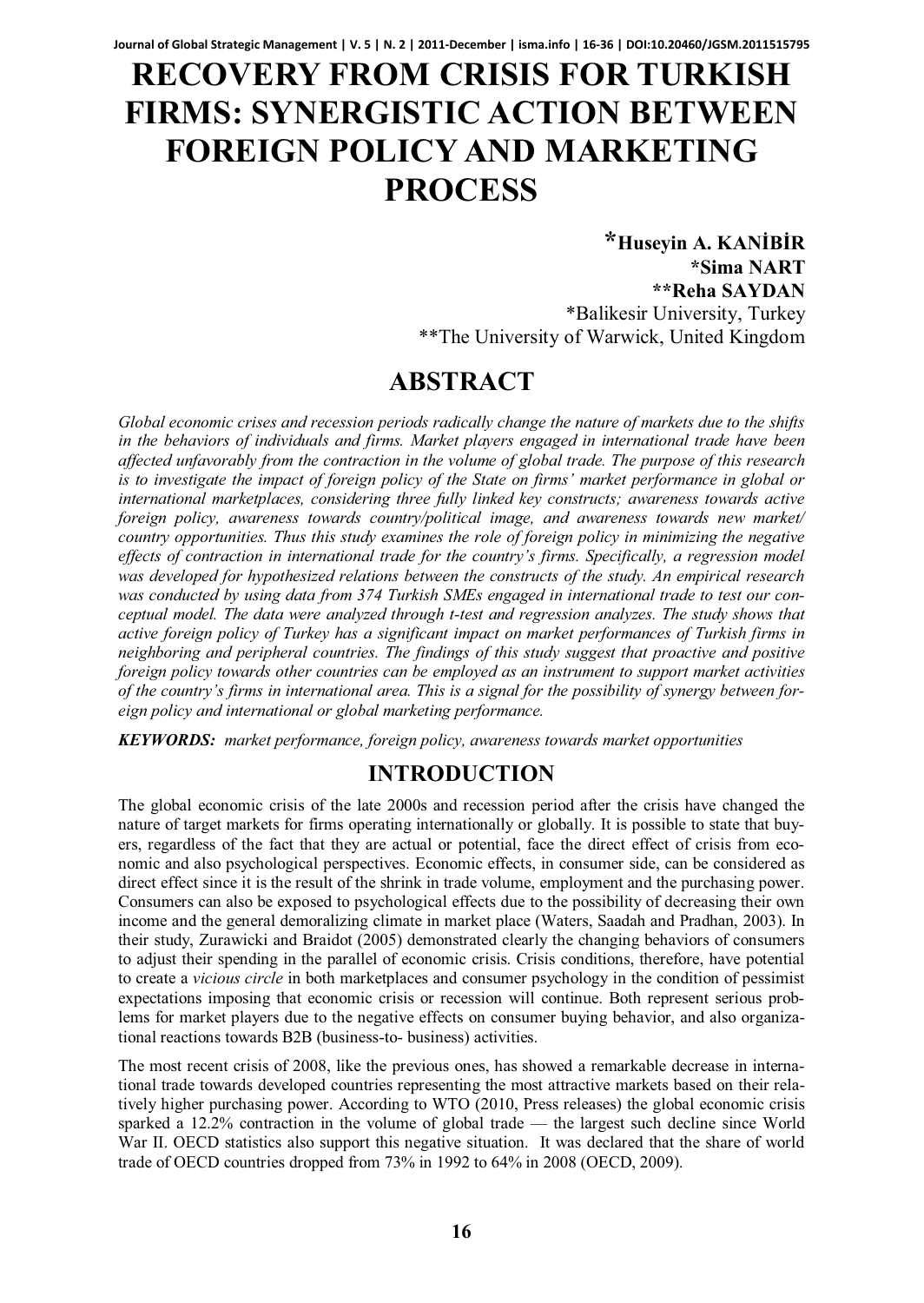# RECOVERY FROM CRISIS FOR TURKISH FIRMS: SYNERGISTIC ACTION BETWEEN FOREIGN POLICY AND MARKETING PROCESS

**\*Huseyin A. KANİBİR**
**\*Sima NART**
**\*\*Reha SAYDAN**
\*Balikesir University, Turkey
\*\*The University of Warwick, United Kingdom

## ABSTRACT

*Global economic crises and recession periods radically change the nature of markets due to the shifts in the behaviors of individuals and firms. Market players engaged in international trade have been affected unfavorably from the contraction in the volume of global trade. The purpose of this research is to investigate the impact of foreign policy of the State on firms' market performance in global or international marketplaces, considering three fully linked key constructs; awareness towards active foreign policy, awareness towards country/political image, and awareness towards new market/ country opportunities. Thus this study examines the role of foreign policy in minimizing the negative effects of contraction in international trade for the country's firms. Specifically, a regression model was developed for hypothesized relations between the constructs of the study. An empirical research was conducted by using data from 374 Turkish SMEs engaged in international trade to test our conceptual model. The data were analyzed through t-test and regression analyzes. The study shows that active foreign policy of Turkey has a significant impact on market performances of Turkish firms in neighboring and peripheral countries. The findings of this study suggest that proactive and positive foreign policy towards other countries can be employed as an instrument to support market activities of the country's firms in international area. This is a signal for the possibility of synergy between foreign policy and international or global marketing performance.*

***KEYWORDS:*** *market performance, foreign policy, awareness towards market opportunities*

## INTRODUCTION

The global economic crisis of the late 2000s and recession period after the crisis have changed the nature of target markets for firms operating internationally or globally. It is possible to state that buyers, regardless of the fact that they are actual or potential, face the direct effect of crisis from economic and also psychological perspectives. Economic effects, in consumer side, can be considered as direct effect since it is the result of the shrink in trade volume, employment and the purchasing power. Consumers can also be exposed to psychological effects due to the possibility of decreasing their own income and the general demoralizing climate in market place (Waters, Saadah and Pradhan, 2003). In their study, Zurawicki and Braidot (2005) demonstrated clearly the changing behaviors of consumers to adjust their spending in the parallel of economic crisis. Crisis conditions, therefore, have potential to create a *vicious circle* in both marketplaces and consumer psychology in the condition of pessimist expectations imposing that economic crisis or recession will continue. Both represent serious problems for market players due to the negative effects on consumer buying behavior, and also organizational reactions towards B2B (business-to- business) activities.

The most recent crisis of 2008, like the previous ones, has showed a remarkable decrease in international trade towards developed countries representing the most attractive markets based on their relatively higher purchasing power. According to WTO (2010, Press releases) the global economic crisis sparked a 12.2% contraction in the volume of global trade — the largest such decline since World War II. OECD statistics also support this negative situation. It was declared that the share of world trade of OECD countries dropped from 73% in 1992 to 64% in 2008 (OECD, 2009).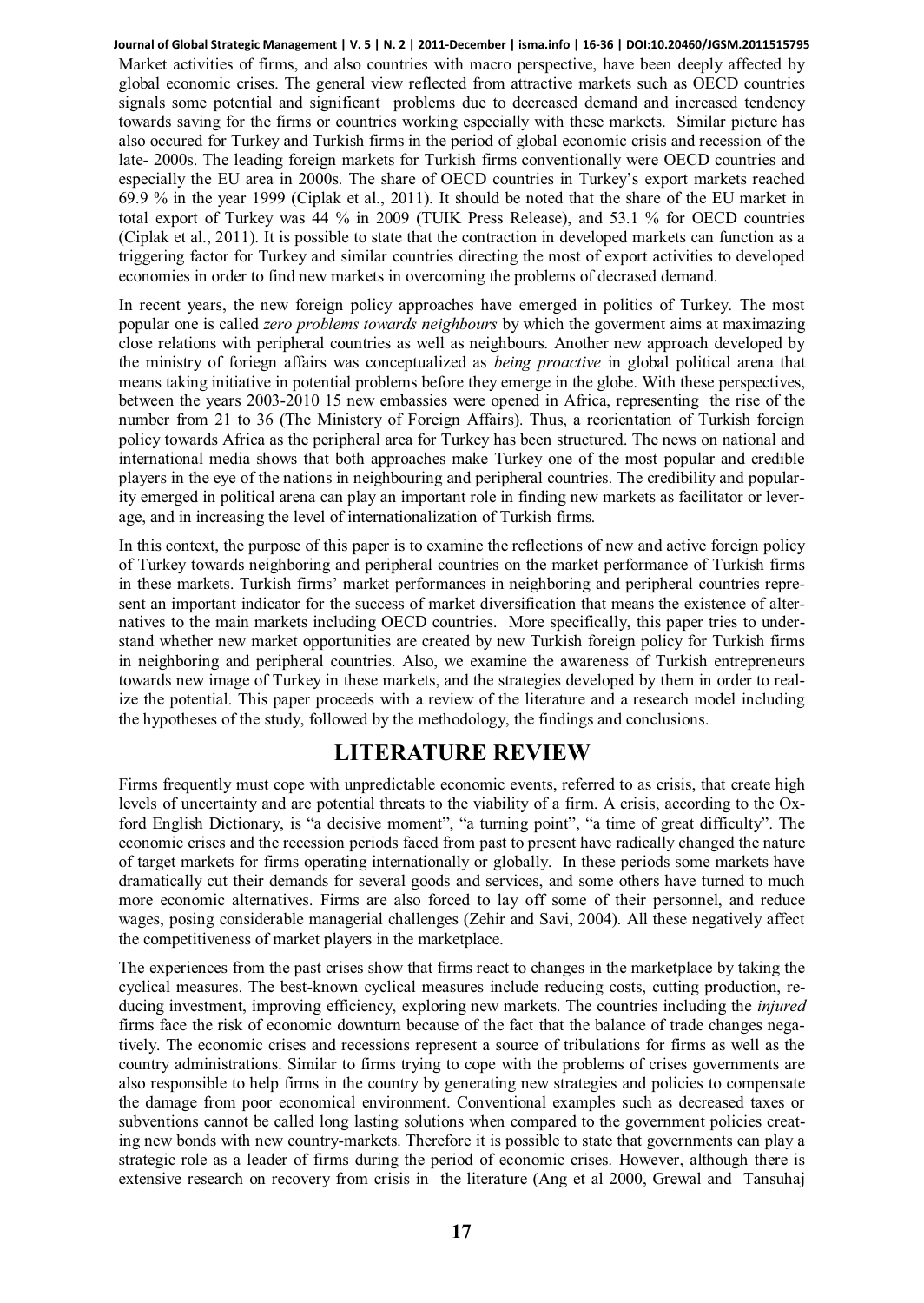Market activities of firms, and also countries with macro perspective, have been deeply affected by global economic crises. The general view reflected from attractive markets such as OECD countries signals some potential and significant problems due to decreased demand and increased tendency towards saving for the firms or countries working especially with these markets. Similar picture has also occured for Turkey and Turkish firms in the period of global economic crisis and recession of the late- 2000s. The leading foreign markets for Turkish firms conventionally were OECD countries and especially the EU area in 2000s. The share of OECD countries in Turkey's export markets reached 69.9 % in the year 1999 (Ciplak et al., 2011). It should be noted that the share of the EU market in total export of Turkey was 44 % in 2009 (TUIK Press Release), and 53.1 % for OECD countries (Ciplak et al., 2011). It is possible to state that the contraction in developed markets can function as a triggering factor for Turkey and similar countries directing the most of export activities to developed economies in order to find new markets in overcoming the problems of decrased demand.

In recent years, the new foreign policy approaches have emerged in politics of Turkey. The most popular one is called *zero problems towards neighbours* by which the goverment aims at maximazing close relations with peripheral countries as well as neighbours. Another new approach developed by the ministry of foriegn affairs was conceptualized as *being proactive* in global political arena that means taking initiative in potential problems before they emerge in the globe. With these perspectives, between the years 2003-2010 15 new embassies were opened in Africa, representing the rise of the number from 21 to 36 (The Ministery of Foreign Affairs). Thus, a reorientation of Turkish foreign policy towards Africa as the peripheral area for Turkey has been structured. The news on national and international media shows that both approaches make Turkey one of the most popular and credible players in the eye of the nations in neighbouring and peripheral countries. The credibility and popularity emerged in political arena can play an important role in finding new markets as facilitator or leverage, and in increasing the level of internationalization of Turkish firms.

In this context, the purpose of this paper is to examine the reflections of new and active foreign policy of Turkey towards neighboring and peripheral countries on the market performance of Turkish firms in these markets. Turkish firms' market performances in neighboring and peripheral countries represent an important indicator for the success of market diversification that means the existence of alternatives to the main markets including OECD countries. More specifically, this paper tries to understand whether new market opportunities are created by new Turkish foreign policy for Turkish firms in neighboring and peripheral countries. Also, we examine the awareness of Turkish entrepreneurs towards new image of Turkey in these markets, and the strategies developed by them in order to realize the potential. This paper proceeds with a review of the literature and a research model including the hypotheses of the study, followed by the methodology, the findings and conclusions.

## LITERATURE REVIEW

Firms frequently must cope with unpredictable economic events, referred to as crisis, that create high levels of uncertainty and are potential threats to the viability of a firm. A crisis, according to the Oxford English Dictionary, is "a decisive moment", "a turning point", "a time of great difficulty". The economic crises and the recession periods faced from past to present have radically changed the nature of target markets for firms operating internationally or globally. In these periods some markets have dramatically cut their demands for several goods and services, and some others have turned to much more economic alternatives. Firms are also forced to lay off some of their personnel, and reduce wages, posing considerable managerial challenges (Zehir and Savi, 2004). All these negatively affect the competitiveness of market players in the marketplace.

The experiences from the past crises show that firms react to changes in the marketplace by taking the cyclical measures. The best-known cyclical measures include reducing costs, cutting production, reducing investment, improving efficiency, exploring new markets. The countries including the *injured* firms face the risk of economic downturn because of the fact that the balance of trade changes negatively. The economic crises and recessions represent a source of tribulations for firms as well as the country administrations. Similar to firms trying to cope with the problems of crises governments are also responsible to help firms in the country by generating new strategies and policies to compensate the damage from poor economical environment. Conventional examples such as decreased taxes or subventions cannot be called long lasting solutions when compared to the government policies creating new bonds with new country-markets. Therefore it is possible to state that governments can play a strategic role as a leader of firms during the period of economic crises. However, although there is extensive research on recovery from crisis in the literature (Ang et al 2000, Grewal and Tansuhaj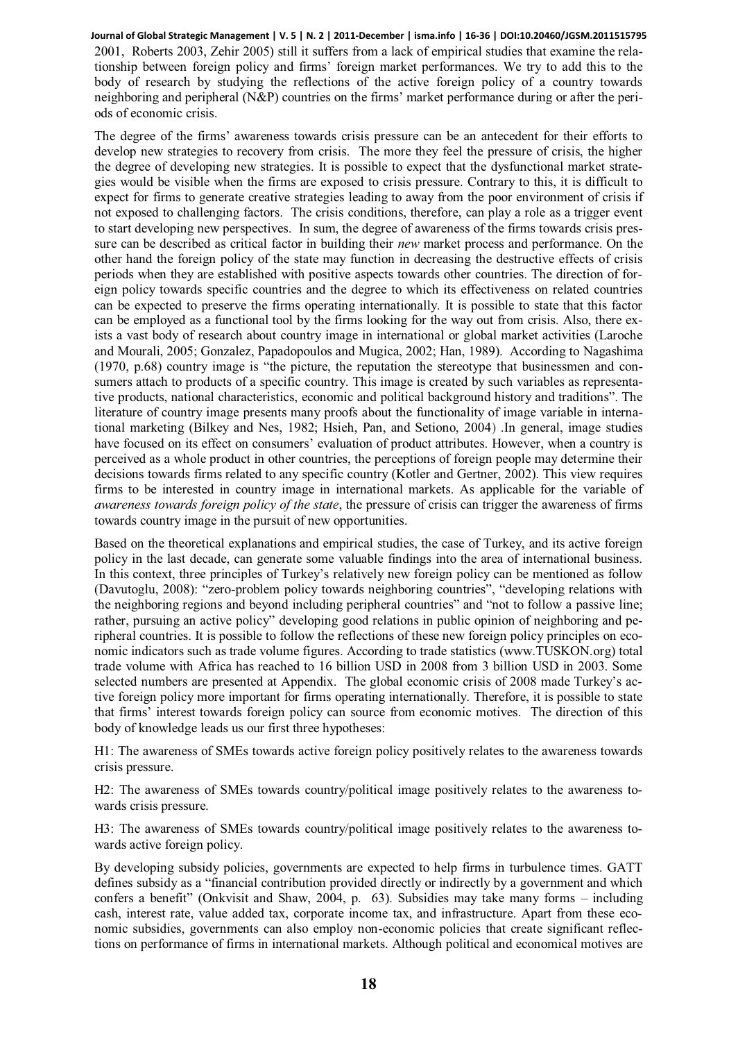2001, Roberts 2003, Zehir 2005) still it suffers from a lack of empirical studies that examine the relationship between foreign policy and firms' foreign market performances. We try to add this to the body of research by studying the reflections of the active foreign policy of a country towards neighboring and peripheral (N&P) countries on the firms' market performance during or after the periods of economic crisis.

The degree of the firms' awareness towards crisis pressure can be an antecedent for their efforts to develop new strategies to recovery from crisis. The more they feel the pressure of crisis, the higher the degree of developing new strategies. It is possible to expect that the dysfunctional market strategies would be visible when the firms are exposed to crisis pressure. Contrary to this, it is difficult to expect for firms to generate creative strategies leading to away from the poor environment of crisis if not exposed to challenging factors. The crisis conditions, therefore, can play a role as a trigger event to start developing new perspectives. In sum, the degree of awareness of the firms towards crisis pressure can be described as critical factor in building their *new* market process and performance. On the other hand the foreign policy of the state may function in decreasing the destructive effects of crisis periods when they are established with positive aspects towards other countries. The direction of foreign policy towards specific countries and the degree to which its effectiveness on related countries can be expected to preserve the firms operating internationally. It is possible to state that this factor can be employed as a functional tool by the firms looking for the way out from crisis. Also, there exists a vast body of research about country image in international or global market activities (Laroche and Mourali, 2005; Gonzalez, Papadopoulos and Mugica, 2002; Han, 1989). According to Nagashima (1970, p.68) country image is "the picture, the reputation the stereotype that businessmen and consumers attach to products of a specific country. This image is created by such variables as representative products, national characteristics, economic and political background history and traditions". The literature of country image presents many proofs about the functionality of image variable in international marketing (Bilkey and Nes, 1982; Hsieh, Pan, and Setiono, 2004) .In general, image studies have focused on its effect on consumers' evaluation of product attributes. However, when a country is perceived as a whole product in other countries, the perceptions of foreign people may determine their decisions towards firms related to any specific country (Kotler and Gertner, 2002). This view requires firms to be interested in country image in international markets. As applicable for the variable of *awareness towards foreign policy of the state*, the pressure of crisis can trigger the awareness of firms towards country image in the pursuit of new opportunities.

Based on the theoretical explanations and empirical studies, the case of Turkey, and its active foreign policy in the last decade, can generate some valuable findings into the area of international business. In this context, three principles of Turkey's relatively new foreign policy can be mentioned as follow (Davutoglu, 2008): "zero-problem policy towards neighboring countries", "developing relations with the neighboring regions and beyond including peripheral countries" and "not to follow a passive line; rather, pursuing an active policy" developing good relations in public opinion of neighboring and peripheral countries. It is possible to follow the reflections of these new foreign policy principles on economic indicators such as trade volume figures. According to trade statistics (www.TUSKON.org) total trade volume with Africa has reached to 16 billion USD in 2008 from 3 billion USD in 2003. Some selected numbers are presented at Appendix. The global economic crisis of 2008 made Turkey's active foreign policy more important for firms operating internationally. Therefore, it is possible to state that firms' interest towards foreign policy can source from economic motives. The direction of this body of knowledge leads us our first three hypotheses:

H1: The awareness of SMEs towards active foreign policy positively relates to the awareness towards crisis pressure.

H2: The awareness of SMEs towards country/political image positively relates to the awareness towards crisis pressure.

H3: The awareness of SMEs towards country/political image positively relates to the awareness towards active foreign policy.

By developing subsidy policies, governments are expected to help firms in turbulence times. GATT defines subsidy as a "financial contribution provided directly or indirectly by a government and which confers a benefit" (Onkvisit and Shaw, 2004, p. 63). Subsidies may take many forms – including cash, interest rate, value added tax, corporate income tax, and infrastructure. Apart from these economic subsidies, governments can also employ non-economic policies that create significant reflections on performance of firms in international markets. Although political and economical motives are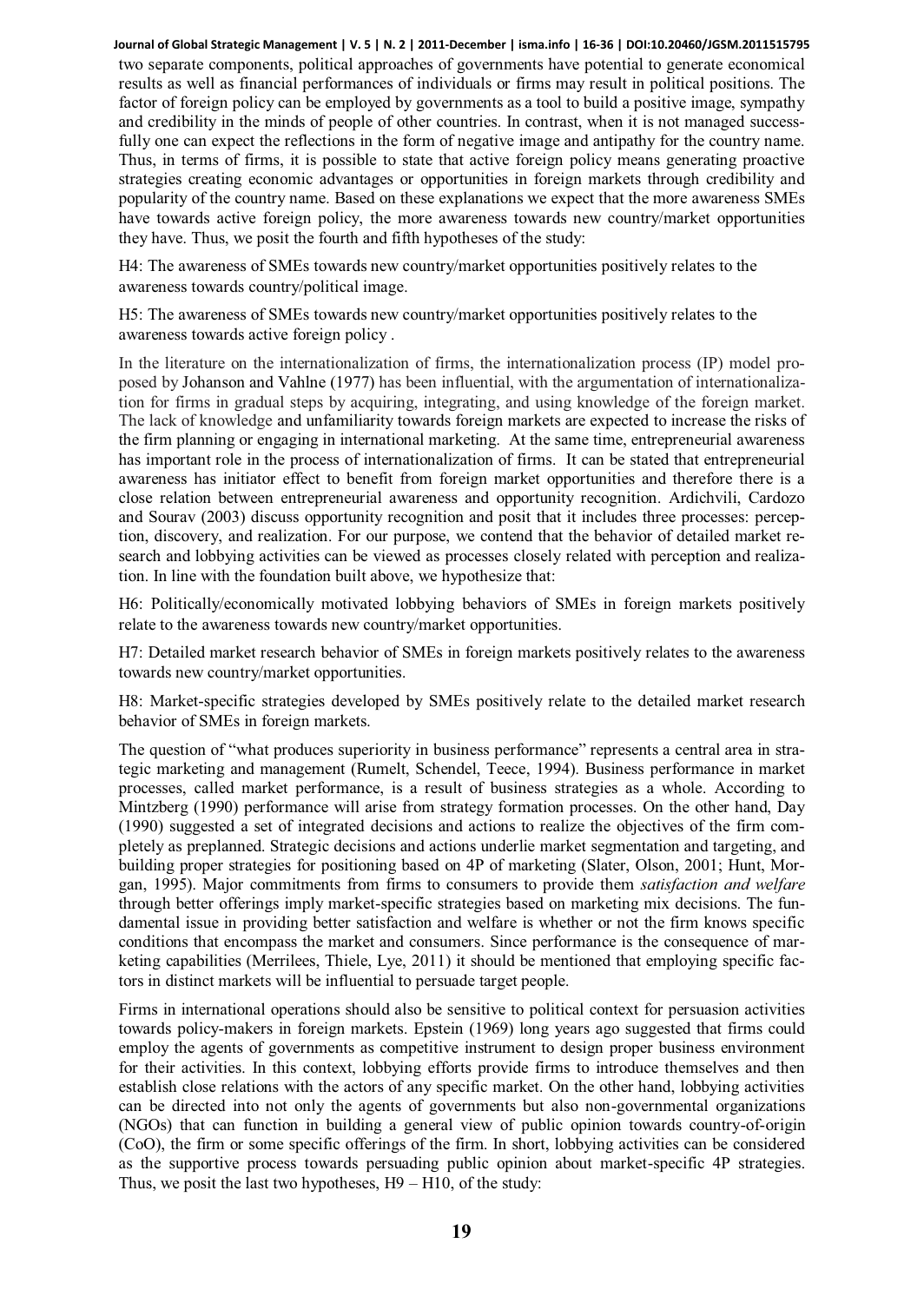two separate components, political approaches of governments have potential to generate economical results as well as financial performances of individuals or firms may result in political positions. The factor of foreign policy can be employed by governments as a tool to build a positive image, sympathy and credibility in the minds of people of other countries. In contrast, when it is not managed successfully one can expect the reflections in the form of negative image and antipathy for the country name. Thus, in terms of firms, it is possible to state that active foreign policy means generating proactive strategies creating economic advantages or opportunities in foreign markets through credibility and popularity of the country name. Based on these explanations we expect that the more awareness SMEs have towards active foreign policy, the more awareness towards new country/market opportunities they have. Thus, we posit the fourth and fifth hypotheses of the study:

H4: The awareness of SMEs towards new country/market opportunities positively relates to the awareness towards country/political image.

H5: The awareness of SMEs towards new country/market opportunities positively relates to the awareness towards active foreign policy .

In the literature on the internationalization of firms, the internationalization process (IP) model proposed by Johanson and Vahlne (1977) has been influential, with the argumentation of internationalization for firms in gradual steps by acquiring, integrating, and using knowledge of the foreign market. The lack of knowledge and unfamiliarity towards foreign markets are expected to increase the risks of the firm planning or engaging in international marketing. At the same time, entrepreneurial awareness has important role in the process of internationalization of firms. It can be stated that entrepreneurial awareness has initiator effect to benefit from foreign market opportunities and therefore there is a close relation between entrepreneurial awareness and opportunity recognition. Ardichvili, Cardozo and Sourav (2003) discuss opportunity recognition and posit that it includes three processes: perception, discovery, and realization. For our purpose, we contend that the behavior of detailed market research and lobbying activities can be viewed as processes closely related with perception and realization. In line with the foundation built above, we hypothesize that:

H6: Politically/economically motivated lobbying behaviors of SMEs in foreign markets positively relate to the awareness towards new country/market opportunities.

H7: Detailed market research behavior of SMEs in foreign markets positively relates to the awareness towards new country/market opportunities.

H8: Market-specific strategies developed by SMEs positively relate to the detailed market research behavior of SMEs in foreign markets.

The question of "what produces superiority in business performance" represents a central area in strategic marketing and management (Rumelt, Schendel, Teece, 1994). Business performance in market processes, called market performance, is a result of business strategies as a whole. According to Mintzberg (1990) performance will arise from strategy formation processes. On the other hand, Day (1990) suggested a set of integrated decisions and actions to realize the objectives of the firm completely as preplanned. Strategic decisions and actions underlie market segmentation and targeting, and building proper strategies for positioning based on 4P of marketing (Slater, Olson, 2001; Hunt, Morgan, 1995). Major commitments from firms to consumers to provide them *satisfaction and welfare* through better offerings imply market-specific strategies based on marketing mix decisions. The fundamental issue in providing better satisfaction and welfare is whether or not the firm knows specific conditions that encompass the market and consumers. Since performance is the consequence of marketing capabilities (Merrilees, Thiele, Lye, 2011) it should be mentioned that employing specific factors in distinct markets will be influential to persuade target people.

Firms in international operations should also be sensitive to political context for persuasion activities towards policy-makers in foreign markets. Epstein (1969) long years ago suggested that firms could employ the agents of governments as competitive instrument to design proper business environment for their activities. In this context, lobbying efforts provide firms to introduce themselves and then establish close relations with the actors of any specific market. On the other hand, lobbying activities can be directed into not only the agents of governments but also non-governmental organizations (NGOs) that can function in building a general view of public opinion towards country-of-origin (CoO), the firm or some specific offerings of the firm. In short, lobbying activities can be considered as the supportive process towards persuading public opinion about market-specific 4P strategies. Thus, we posit the last two hypotheses, H9 – H10, of the study: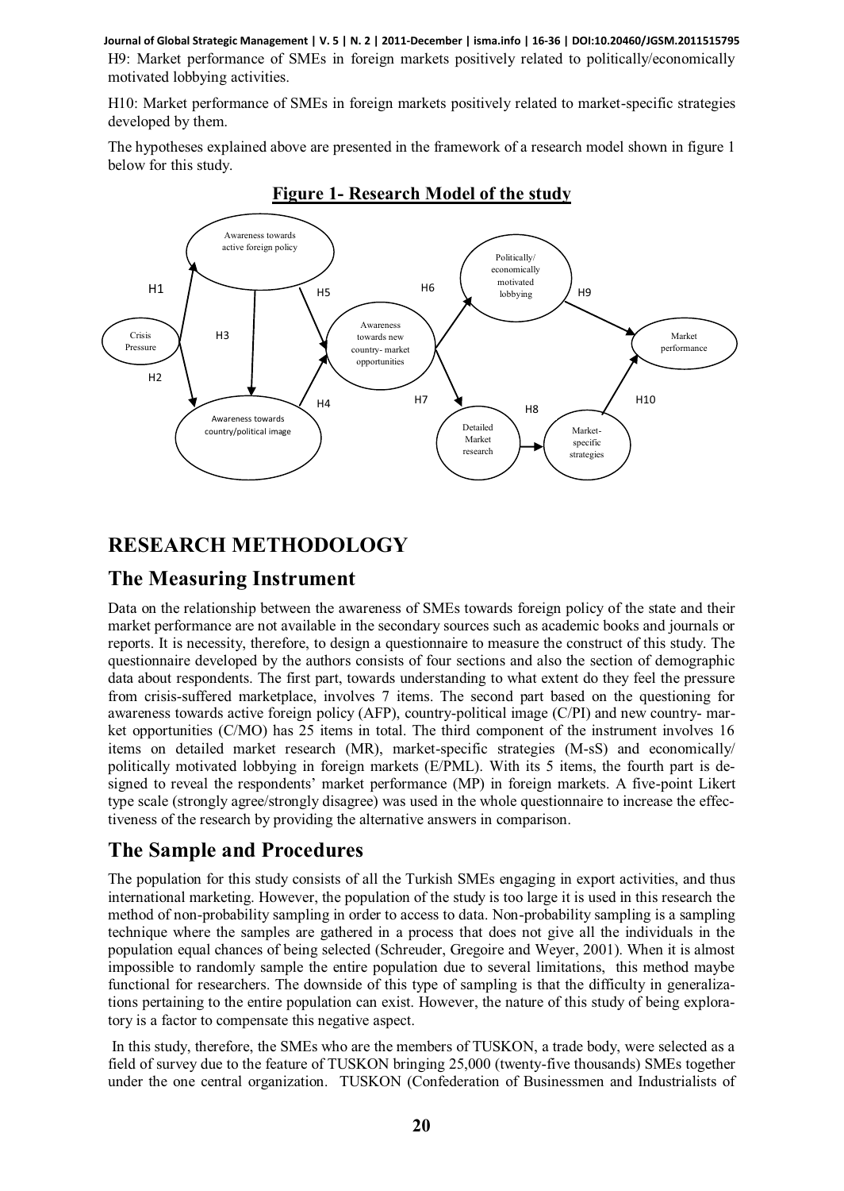H9: Market performance of SMEs in foreign markets positively related to politically/economically motivated lobbying activities.

H10: Market performance of SMEs in foreign markets positively related to market-specific strategies developed by them.

The hypotheses explained above are presented in the framework of a research model shown in figure 1 below for this study.

**Figure 1- Research Model of the study**

## RESEARCH METHODOLOGY

### The Measuring Instrument

Data on the relationship between the awareness of SMEs towards foreign policy of the state and their market performance are not available in the secondary sources such as academic books and journals or reports. It is necessity, therefore, to design a questionnaire to measure the construct of this study. The questionnaire developed by the authors consists of four sections and also the section of demographic data about respondents. The first part, towards understanding to what extent do they feel the pressure from crisis-suffered marketplace, involves 7 items. The second part based on the questioning for awareness towards active foreign policy (AFP), country-political image (C/PI) and new country- market opportunities (C/MO) has 25 items in total. The third component of the instrument involves 16 items on detailed market research (MR), market-specific strategies (M-sS) and economically/ politically motivated lobbying in foreign markets (E/PML). With its 5 items, the fourth part is designed to reveal the respondents' market performance (MP) in foreign markets. A five-point Likert type scale (strongly agree/strongly disagree) was used in the whole questionnaire to increase the effectiveness of the research by providing the alternative answers in comparison.

### The Sample and Procedures

The population for this study consists of all the Turkish SMEs engaging in export activities, and thus international marketing. However, the population of the study is too large it is used in this research the method of non-probability sampling in order to access to data. Non-probability sampling is a sampling technique where the samples are gathered in a process that does not give all the individuals in the population equal chances of being selected (Schreuder, Gregoire and Weyer, 2001). When it is almost impossible to randomly sample the entire population due to several limitations, this method maybe functional for researchers. The downside of this type of sampling is that the difficulty in generalizations pertaining to the entire population can exist. However, the nature of this study of being exploratory is a factor to compensate this negative aspect.

In this study, therefore, the SMEs who are the members of TUSKON, a trade body, were selected as a field of survey due to the feature of TUSKON bringing 25,000 (twenty-five thousands) SMEs together under the one central organization. TUSKON (Confederation of Businessmen and Industrialists of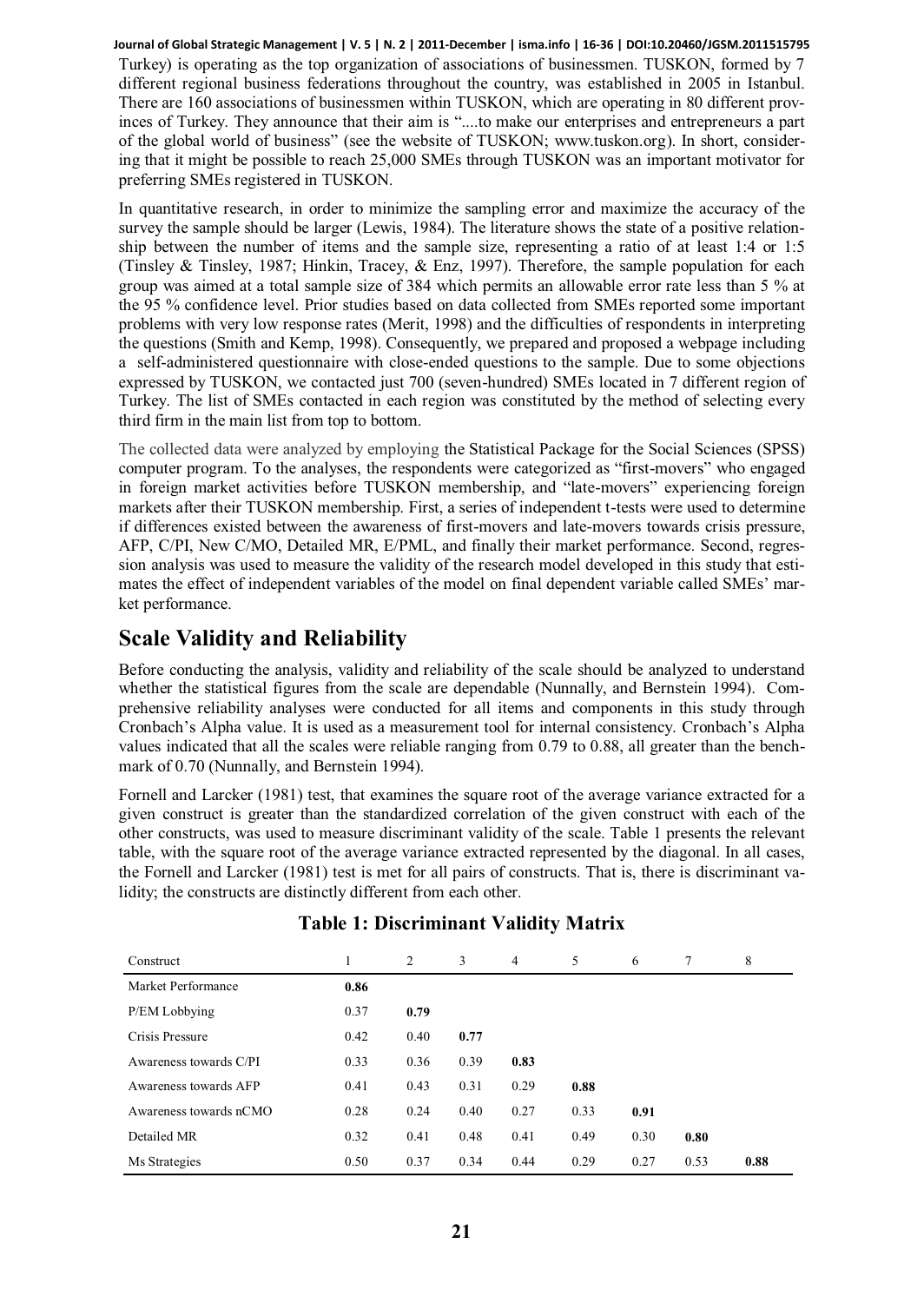Turkey) is operating as the top organization of associations of businessmen. TUSKON, formed by 7 different regional business federations throughout the country, was established in 2005 in Istanbul. There are 160 associations of businessmen within TUSKON, which are operating in 80 different provinces of Turkey. They announce that their aim is "....to make our enterprises and entrepreneurs a part of the global world of business" (see the website of TUSKON; www.tuskon.org). In short, considering that it might be possible to reach 25,000 SMEs through TUSKON was an important motivator for preferring SMEs registered in TUSKON.

In quantitative research, in order to minimize the sampling error and maximize the accuracy of the survey the sample should be larger (Lewis, 1984). The literature shows the state of a positive relationship between the number of items and the sample size, representing a ratio of at least 1:4 or 1:5 (Tinsley & Tinsley, 1987; Hinkin, Tracey, & Enz, 1997). Therefore, the sample population for each group was aimed at a total sample size of 384 which permits an allowable error rate less than 5 % at the 95 % confidence level. Prior studies based on data collected from SMEs reported some important problems with very low response rates (Merit, 1998) and the difficulties of respondents in interpreting the questions (Smith and Kemp, 1998). Consequently, we prepared and proposed a webpage including a self-administered questionnaire with close-ended questions to the sample. Due to some objections expressed by TUSKON, we contacted just 700 (seven-hundred) SMEs located in 7 different region of Turkey. The list of SMEs contacted in each region was constituted by the method of selecting every third firm in the main list from top to bottom.

The collected data were analyzed by employing the Statistical Package for the Social Sciences (SPSS) computer program. To the analyses, the respondents were categorized as "first-movers" who engaged in foreign market activities before TUSKON membership, and "late-movers" experiencing foreign markets after their TUSKON membership. First, a series of independent t-tests were used to determine if differences existed between the awareness of first-movers and late-movers towards crisis pressure, AFP, C/PI, New C/MO, Detailed MR, E/PML, and finally their market performance. Second, regression analysis was used to measure the validity of the research model developed in this study that estimates the effect of independent variables of the model on final dependent variable called SMEs' market performance.

## Scale Validity and Reliability

Before conducting the analysis, validity and reliability of the scale should be analyzed to understand whether the statistical figures from the scale are dependable (Nunnally, and Bernstein 1994). Comprehensive reliability analyses were conducted for all items and components in this study through Cronbach's Alpha value. It is used as a measurement tool for internal consistency. Cronbach's Alpha values indicated that all the scales were reliable ranging from 0.79 to 0.88, all greater than the benchmark of 0.70 (Nunnally, and Bernstein 1994).

Fornell and Larcker (1981) test, that examines the square root of the average variance extracted for a given construct is greater than the standardized correlation of the given construct with each of the other constructs, was used to measure discriminant validity of the scale. Table 1 presents the relevant table, with the square root of the average variance extracted represented by the diagonal. In all cases, the Fornell and Larcker (1981) test is met for all pairs of constructs. That is, there is discriminant validity; the constructs are distinctly different from each other.

**Table 1: Discriminant Validity Matrix**

| Construct | 1 | 2 | 3 | 4 | 5 | 6 | 7 | 8 |
|---|---|---|---|---|---|---|---|---|
| Market Performance | **0.86** | | | | | | | |
| P/EM Lobbying | 0.37 | **0.79** | | | | | | |
| Crisis Pressure | 0.42 | 0.40 | **0.77** | | | | | |
| Awareness towards C/PI | 0.33 | 0.36 | 0.39 | **0.83** | | | | |
| Awareness towards AFP | 0.41 | 0.43 | 0.31 | 0.29 | **0.88** | | | |
| Awareness towards nCMO | 0.28 | 0.24 | 0.40 | 0.27 | 0.33 | **0.91** | | |
| Detailed MR | 0.32 | 0.41 | 0.48 | 0.41 | 0.49 | 0.30 | **0.80** | |
| Ms Strategies | 0.50 | 0.37 | 0.34 | 0.44 | 0.29 | 0.27 | 0.53 | **0.88** |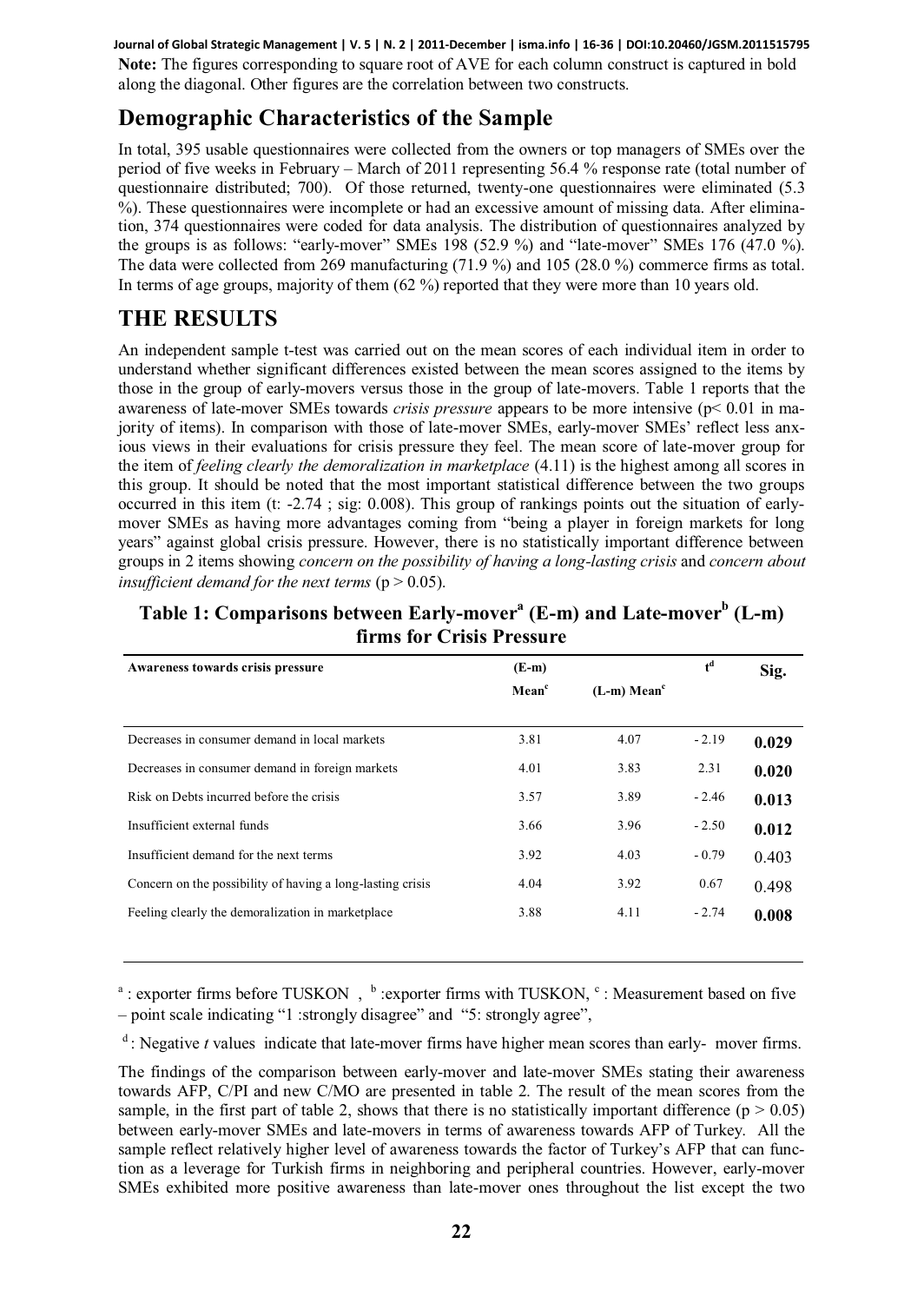**Note:** The figures corresponding to square root of AVE for each column construct is captured in bold along the diagonal. Other figures are the correlation between two constructs.

## Demographic Characteristics of the Sample

In total, 395 usable questionnaires were collected from the owners or top managers of SMEs over the period of five weeks in February – March of 2011 representing 56.4 % response rate (total number of questionnaire distributed; 700). Of those returned, twenty-one questionnaires were eliminated (5.3 %). These questionnaires were incomplete or had an excessive amount of missing data. After elimination, 374 questionnaires were coded for data analysis. The distribution of questionnaires analyzed by the groups is as follows: "early-mover" SMEs 198 (52.9 %) and "late-mover" SMEs 176 (47.0 %). The data were collected from 269 manufacturing (71.9 %) and 105 (28.0 %) commerce firms as total. In terms of age groups, majority of them (62 %) reported that they were more than 10 years old.

# THE RESULTS

An independent sample t-test was carried out on the mean scores of each individual item in order to understand whether significant differences existed between the mean scores assigned to the items by those in the group of early-movers versus those in the group of late-movers. Table 1 reports that the awareness of late-mover SMEs towards *crisis pressure* appears to be more intensive ($p < 0.01$ in majority of items). In comparison with those of late-mover SMEs, early-mover SMEs' reflect less anxious views in their evaluations for crisis pressure they feel. The mean score of late-mover group for the item of *feeling clearly the demoralization in marketplace* (4.11) is the highest among all scores in this group. It should be noted that the most important statistical difference between the two groups occurred in this item (t: -2.74 ; sig: 0.008). This group of rankings points out the situation of early-mover SMEs as having more advantages coming from "being a player in foreign markets for long years" against global crisis pressure. However, there is no statistically important difference between groups in 2 items showing *concern on the possibility of having a long-lasting crisis* and *concern about insufficient demand for the next terms* ($p > 0.05$).

**Table 1: Comparisons between Early-mover[a] (E-m) and Late-mover[b] (L-m) firms for Crisis Pressure**

| Awareness towards crisis pressure | (E-m) Mean[c] | (L-m) Mean[c] | t[d] | Sig. |
|---|---|---|---|---|
| Decreases in consumer demand in local markets | 3.81 | 4.07 | - 2.19 | **0.029** |
| Decreases in consumer demand in foreign markets | 4.01 | 3.83 | 2.31 | **0.020** |
| Risk on Debts incurred before the crisis | 3.57 | 3.89 | - 2.46 | **0.013** |
| Insufficient external funds | 3.66 | 3.96 | - 2.50 | **0.012** |
| Insufficient demand for the next terms | 3.92 | 4.03 | - 0.79 | 0.403 |
| Concern on the possibility of having a long-lasting crisis | 4.04 | 3.92 | 0.67 | 0.498 |
| Feeling clearly the demoralization in marketplace | 3.88 | 4.11 | - 2.74 | **0.008** |

[a] : exporter firms before TUSKON , [b] :exporter firms with TUSKON, [c] : Measurement based on five – point scale indicating "1 :strongly disagree" and "5: strongly agree",

[d] : Negative *t* values indicate that late-mover firms have higher mean scores than early- mover firms.

The findings of the comparison between early-mover and late-mover SMEs stating their awareness towards AFP, C/PI and new C/MO are presented in table 2. The result of the mean scores from the sample, in the first part of table 2, shows that there is no statistically important difference ($p > 0.05$) between early-mover SMEs and late-movers in terms of awareness towards AFP of Turkey. All the sample reflect relatively higher level of awareness towards the factor of Turkey's AFP that can function as a leverage for Turkish firms in neighboring and peripheral countries. However, early-mover SMEs exhibited more positive awareness than late-mover ones throughout the list except the two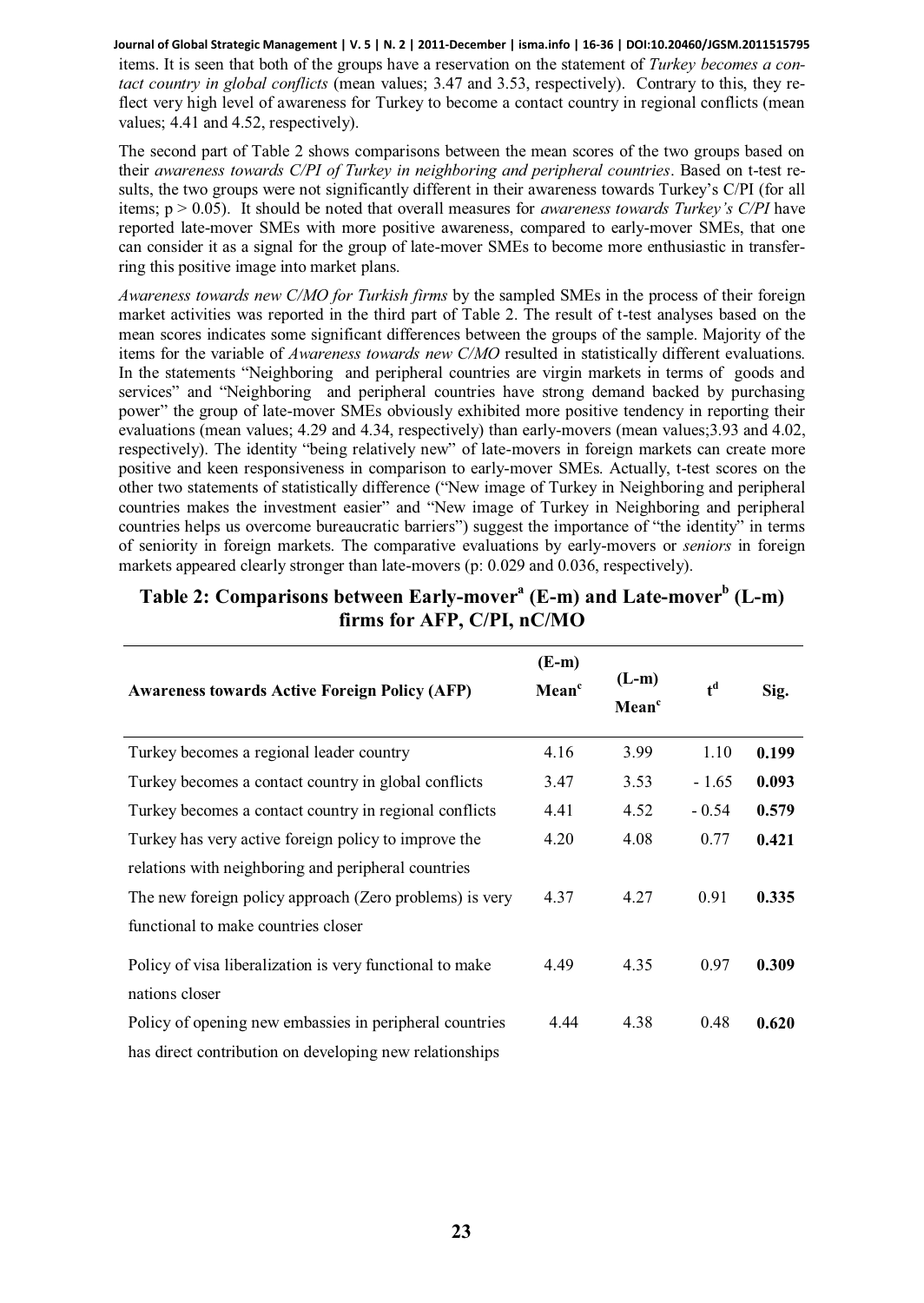items. It is seen that both of the groups have a reservation on the statement of *Turkey becomes a contact country in global conflicts* (mean values; 3.47 and 3.53, respectively). Contrary to this, they reflect very high level of awareness for Turkey to become a contact country in regional conflicts (mean values; 4.41 and 4.52, respectively).

The second part of Table 2 shows comparisons between the mean scores of the two groups based on their *awareness towards C/PI of Turkey in neighboring and peripheral countries*. Based on t-test results, the two groups were not significantly different in their awareness towards Turkey's C/PI (for all items; $p > 0.05$). It should be noted that overall measures for *awareness towards Turkey's C/PI* have reported late-mover SMEs with more positive awareness, compared to early-mover SMEs, that one can consider it as a signal for the group of late-mover SMEs to become more enthusiastic in transferring this positive image into market plans.

*Awareness towards new C/MO for Turkish firms* by the sampled SMEs in the process of their foreign market activities was reported in the third part of Table 2. The result of t-test analyses based on the mean scores indicates some significant differences between the groups of the sample. Majority of the items for the variable of *Awareness towards new C/MO* resulted in statistically different evaluations. In the statements "Neighboring and peripheral countries are virgin markets in terms of goods and services" and "Neighboring and peripheral countries have strong demand backed by purchasing power" the group of late-mover SMEs obviously exhibited more positive tendency in reporting their evaluations (mean values; 4.29 and 4.34, respectively) than early-movers (mean values;3.93 and 4.02, respectively). The identity "being relatively new" of late-movers in foreign markets can create more positive and keen responsiveness in comparison to early-mover SMEs. Actually, t-test scores on the other two statements of statistically difference ("New image of Turkey in Neighboring and peripheral countries makes the investment easier" and "New image of Turkey in Neighboring and peripheral countries helps us overcome bureaucratic barriers") suggest the importance of "the identity" in terms of seniority in foreign markets. The comparative evaluations by early-movers or *seniors* in foreign markets appeared clearly stronger than late-movers (p: 0.029 and 0.036, respectively).

## Table 2: Comparisons between Early-mover[a] (E-m) and Late-mover[b] (L-m) firms for AFP, C/PI, nC/MO

| Awareness towards Active Foreign Policy (AFP) | (E-m) Mean[c] | (L-m) Mean[c] | t[d] | Sig. |
|---|---|---|---|---|
| Turkey becomes a regional leader country | 4.16 | 3.99 | 1.10 | **0.199** |
| Turkey becomes a contact country in global conflicts | 3.47 | 3.53 | - 1.65 | **0.093** |
| Turkey becomes a contact country in regional conflicts | 4.41 | 4.52 | - 0.54 | **0.579** |
| Turkey has very active foreign policy to improve the relations with neighboring and peripheral countries | 4.20 | 4.08 | 0.77 | **0.421** |
| The new foreign policy approach (Zero problems) is very functional to make countries closer | 4.37 | 4.27 | 0.91 | **0.335** |
| Policy of visa liberalization is very functional to make nations closer | 4.49 | 4.35 | 0.97 | **0.309** |
| Policy of opening new embassies in peripheral countries has direct contribution on developing new relationships | 4.44 | 4.38 | 0.48 | **0.620** |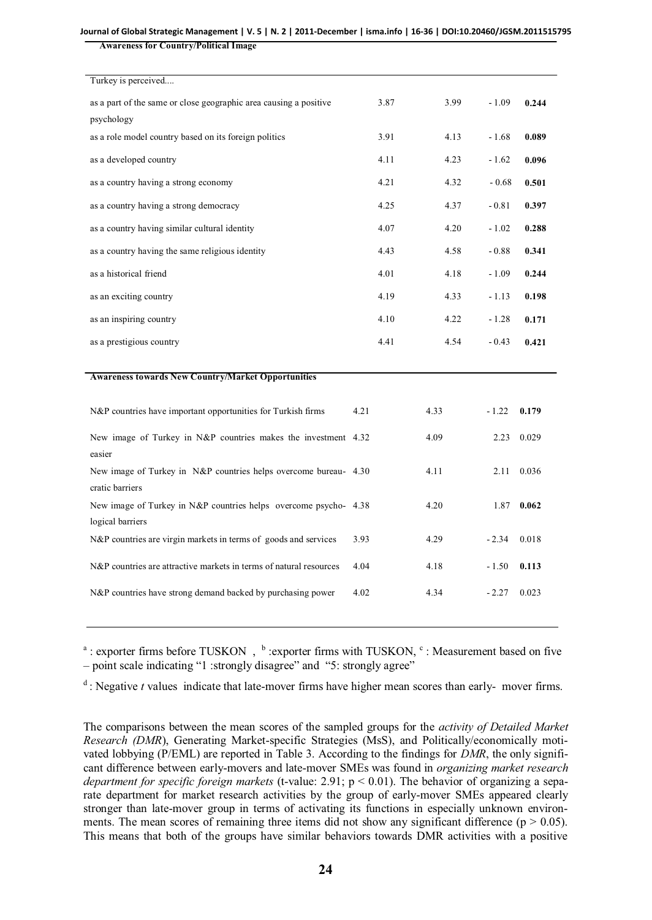| **Awareness for Country/Political Image** | | | | |
|---|---|---|---|---|
| Turkey is perceived.... | | | | |
| as a part of the same or close geographic area causing a positive psychology | 3.87 | 3.99 | - 1.09 | **0.244** |
| as a role model country based on its foreign politics | 3.91 | 4.13 | - 1.68 | **0.089** |
| as a developed country | 4.11 | 4.23 | - 1.62 | **0.096** |
| as a country having a strong economy | 4.21 | 4.32 | - 0.68 | **0.501** |
| as a country having a strong democracy | 4.25 | 4.37 | - 0.81 | **0.397** |
| as a country having similar cultural identity | 4.07 | 4.20 | - 1.02 | **0.288** |
| as a country having the same religious identity | 4.43 | 4.58 | - 0.88 | **0.341** |
| as a historical friend | 4.01 | 4.18 | - 1.09 | **0.244** |
| as an exciting country | 4.19 | 4.33 | - 1.13 | **0.198** |
| as an inspiring country | 4.10 | 4.22 | - 1.28 | **0.171** |
| as a prestigious country | 4.41 | 4.54 | - 0.43 | **0.421** |
| **Awareness towards New Country/Market Opportunities** | | | | |
| N&P countries have important opportunities for Turkish firms | 4.21 | 4.33 | - 1.22 | **0.179** |
| New image of Turkey in N&P countries makes the investment easier | 4.32 | 4.09 | 2.23 | 0.029 |
| New image of Turkey in N&P countries helps overcome bureaucratic barriers | 4.30 | 4.11 | 2.11 | 0.036 |
| New image of Turkey in N&P countries helps overcome psychological barriers | 4.38 | 4.20 | 1.87 | **0.062** |
| N&P countries are virgin markets in terms of goods and services | 3.93 | 4.29 | - 2.34 | 0.018 |
| N&P countries are attractive markets in terms of natural resources | 4.04 | 4.18 | - 1.50 | **0.113** |
| N&P countries have strong demand backed by purchasing power | 4.02 | 4.34 | - 2.27 | 0.023 |

[a] : exporter firms before TUSKON , [b] :exporter firms with TUSKON, [c] : Measurement based on five – point scale indicating "1 :strongly disagree" and "5: strongly agree"

[d] : Negative *t* values indicate that late-mover firms have higher mean scores than early- mover firms.

The comparisons between the mean scores of the sampled groups for the *activity of Detailed Market Research (DMR*), Generating Market-specific Strategies (MsS), and Politically/economically motivated lobbying (P/EML) are reported in Table 3. According to the findings for *DMR*, the only significant difference between early-movers and late-mover SMEs was found in *organizing market research department for specific foreign markets* (t-value: 2.91; $p < 0.01$). The behavior of organizing a separate department for market research activities by the group of early-mover SMEs appeared clearly stronger than late-mover group in terms of activating its functions in especially unknown environments. The mean scores of remaining three items did not show any significant difference ($p > 0.05$). This means that both of the groups have similar behaviors towards DMR activities with a positive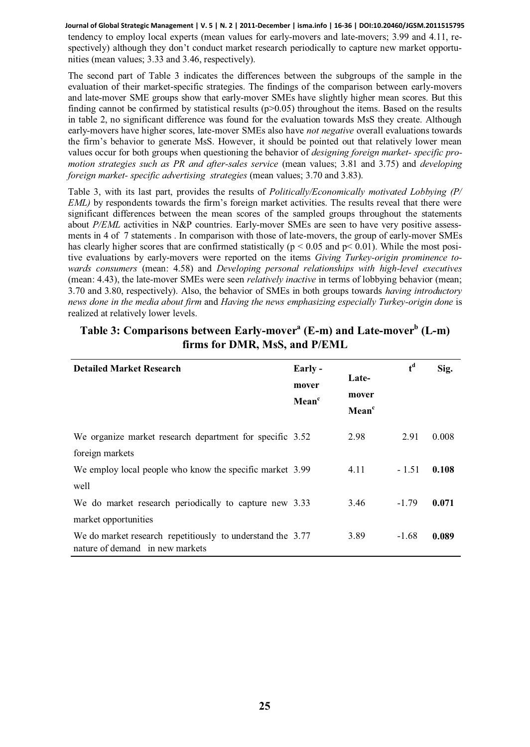tendency to employ local experts (mean values for early-movers and late-movers; 3.99 and 4.11, respectively) although they don't conduct market research periodically to capture new market opportunities (mean values; 3.33 and 3.46, respectively).

The second part of Table 3 indicates the differences between the subgroups of the sample in the evaluation of their market-specific strategies. The findings of the comparison between early-movers and late-mover SME groups show that early-mover SMEs have slightly higher mean scores. But this finding cannot be confirmed by statistical results ($p>0.05$) throughout the items. Based on the results in table 2, no significant difference was found for the evaluation towards MsS they create. Although early-movers have higher scores, late-mover SMEs also have *not negative* overall evaluations towards the firm's behavior to generate MsS. However, it should be pointed out that relatively lower mean values occur for both groups when questioning the behavior of *designing foreign market- specific promotion strategies such as PR and after-sales service* (mean values; 3.81 and 3.75) and *developing foreign market- specific advertising strategies* (mean values; 3.70 and 3.83).

Table 3, with its last part, provides the results of *Politically/Economically motivated Lobbying (P/EML)* by respondents towards the firm's foreign market activities. The results reveal that there were significant differences between the mean scores of the sampled groups throughout the statements about *P/EML* activities in N&P countries. Early-mover SMEs are seen to have very positive assessments in 4 of 7 statements . In comparison with those of late-movers, the group of early-mover SMEs has clearly higher scores that are confirmed statistically ($p < 0.05$ and $p< 0.01$). While the most positive evaluations by early-movers were reported on the items *Giving Turkey-origin prominence towards consumers* (mean: 4.58) and *Developing personal relationships with high-level executives* (mean: 4.43), the late-mover SMEs were seen *relatively inactive* in terms of lobbying behavior (mean; 3.70 and 3.80, respectively). Also, the behavior of SMEs in both groups towards *having introductory news done in the media about firm* and *Having the news emphasizing especially Turkey-origin done* is realized at relatively lower levels.

**Table 3: Comparisons between Early-mover[a] (E-m) and Late-mover[b] (L-m) firms for DMR, MsS, and P/EML**

| **Detailed Market Research** | **Early-mover Mean[c]** | **Late-mover Mean[c]** | **t[d]** | **Sig.** |
|---|---|---|---|---|
| We organize market research department for specific foreign markets | 3.52 | 2.98 | 2.91 | 0.008 |
| We employ local people who know the specific market well | 3.99 | 4.11 | - 1.51 | **0.108** |
| We do market research periodically to capture new market opportunities | 3.33 | 3.46 | -1.79 | **0.071** |
| We do market research repetitiously to understand the nature of demand in new markets | 3.77 | 3.89 | -1.68 | **0.089** |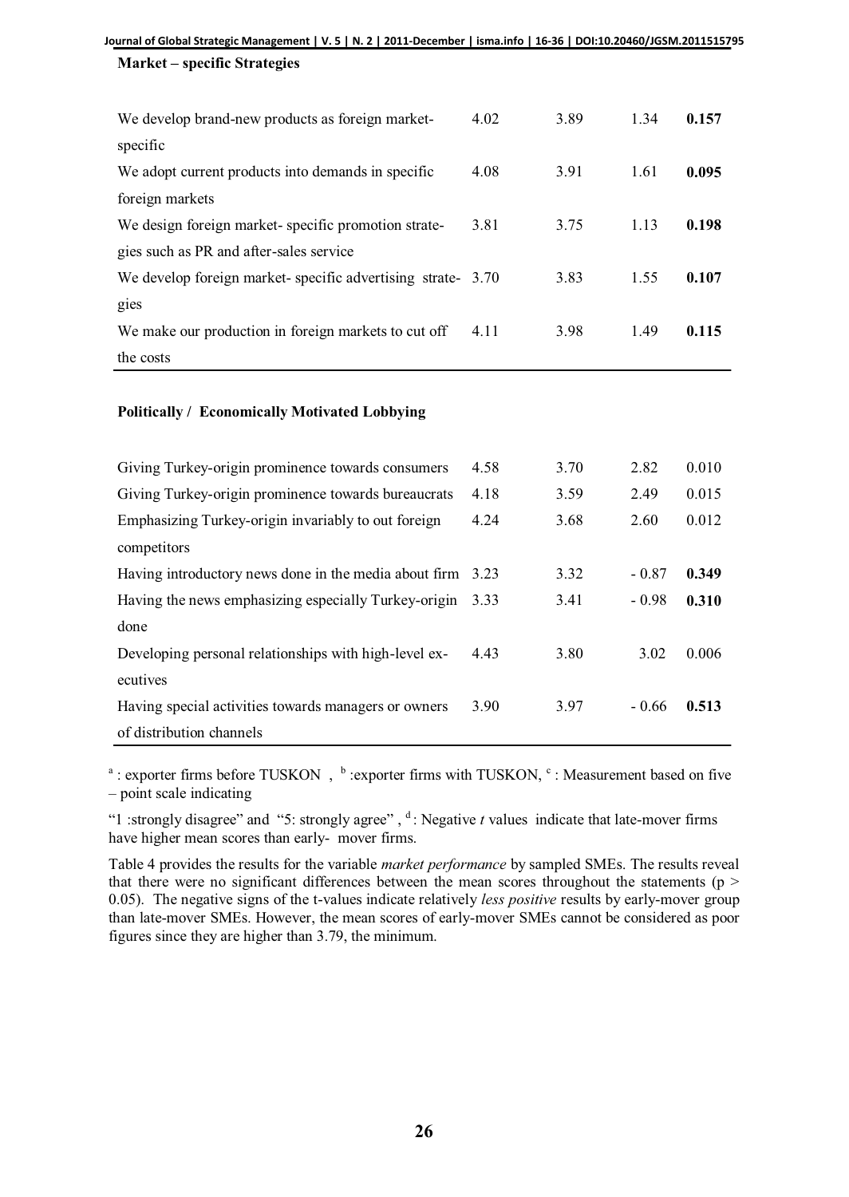**Market – specific Strategies**

| | | | | |
|---|---|---|---|---|
| We develop brand-new products as foreign market-specific | 4.02 | 3.89 | 1.34 | **0.157** |
| We adopt current products into demands in specific foreign markets | 4.08 | 3.91 | 1.61 | **0.095** |
| We design foreign market- specific promotion strategies such as PR and after-sales service | 3.81 | 3.75 | 1.13 | **0.198** |
| We develop foreign market- specific advertising strategies | 3.70 | 3.83 | 1.55 | **0.107** |
| We make our production in foreign markets to cut off the costs | 4.11 | 3.98 | 1.49 | **0.115** |

**Politically / Economically Motivated Lobbying**

| | | | | |
|---|---|---|---|---|
| Giving Turkey-origin prominence towards consumers | 4.58 | 3.70 | 2.82 | 0.010 |
| Giving Turkey-origin prominence towards bureaucrats | 4.18 | 3.59 | 2.49 | 0.015 |
| Emphasizing Turkey-origin invariably to out foreign competitors | 4.24 | 3.68 | 2.60 | 0.012 |
| Having introductory news done in the media about firm | 3.23 | 3.32 | - 0.87 | **0.349** |
| Having the news emphasizing especially Turkey-origin done | 3.33 | 3.41 | - 0.98 | **0.310** |
| Developing personal relationships with high-level executives | 4.43 | 3.80 | 3.02 | 0.006 |
| Having special activities towards managers or owners of distribution channels | 3.90 | 3.97 | - 0.66 | **0.513** |

[a] : exporter firms before TUSKON , [b] :exporter firms with TUSKON, [c] : Measurement based on five – point scale indicating

"1 :strongly disagree" and "5: strongly agree" , [d] : Negative *t* values indicate that late-mover firms have higher mean scores than early- mover firms.

Table 4 provides the results for the variable *market performance* by sampled SMEs. The results reveal that there were no significant differences between the mean scores throughout the statements ($p > 0.05$). The negative signs of the t-values indicate relatively *less positive* results by early-mover group than late-mover SMEs. However, the mean scores of early-mover SMEs cannot be considered as poor figures since they are higher than 3.79, the minimum.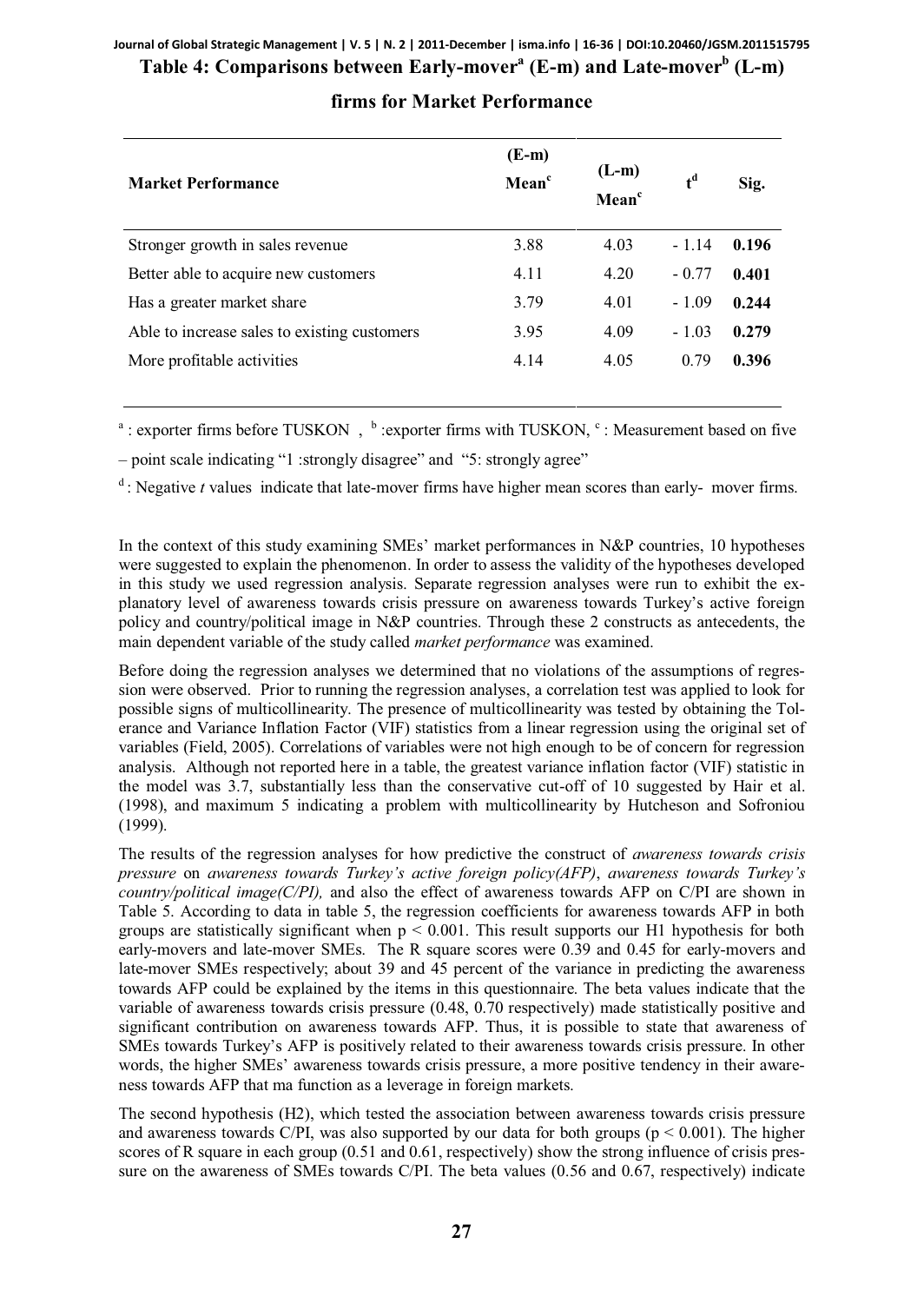**Table 4: Comparisons between Early-mover[a] (E-m) and Late-mover[b] (L-m) firms for Market Performance**

| Market Performance | (E-m) Mean[c] | (L-m) Mean[c] | t[d] | Sig. |
|---|---|---|---|---|
| Stronger growth in sales revenue | 3.88 | 4.03 | - 1.14 | **0.196** |
| Better able to acquire new customers | 4.11 | 4.20 | - 0.77 | **0.401** |
| Has a greater market share | 3.79 | 4.01 | - 1.09 | **0.244** |
| Able to increase sales to existing customers | 3.95 | 4.09 | - 1.03 | **0.279** |
| More profitable activities | 4.14 | 4.05 | 0.79 | **0.396** |

[a] : exporter firms before TUSKON , [b] :exporter firms with TUSKON, [c] : Measurement based on five – point scale indicating "1 :strongly disagree" and "5: strongly agree"

[d] : Negative *t* values indicate that late-mover firms have higher mean scores than early- mover firms.

In the context of this study examining SMEs' market performances in N&P countries, 10 hypotheses were suggested to explain the phenomenon. In order to assess the validity of the hypotheses developed in this study we used regression analysis. Separate regression analyses were run to exhibit the explanatory level of awareness towards crisis pressure on awareness towards Turkey's active foreign policy and country/political image in N&P countries. Through these 2 constructs as antecedents, the main dependent variable of the study called *market performance* was examined.

Before doing the regression analyses we determined that no violations of the assumptions of regression were observed. Prior to running the regression analyses, a correlation test was applied to look for possible signs of multicollinearity. The presence of multicollinearity was tested by obtaining the Tolerance and Variance Inflation Factor (VIF) statistics from a linear regression using the original set of variables (Field, 2005). Correlations of variables were not high enough to be of concern for regression analysis. Although not reported here in a table, the greatest variance inflation factor (VIF) statistic in the model was 3.7, substantially less than the conservative cut-off of 10 suggested by Hair et al. (1998), and maximum 5 indicating a problem with multicollinearity by Hutcheson and Sofroniou (1999).

The results of the regression analyses for how predictive the construct of *awareness towards crisis pressure* on *awareness towards Turkey's active foreign policy(AFP)*, *awareness towards Turkey's country/political image(C/PI),* and also the effect of awareness towards AFP on C/PI are shown in Table 5. According to data in table 5, the regression coefficients for awareness towards AFP in both groups are statistically significant when $p < 0.001$. This result supports our H1 hypothesis for both early-movers and late-mover SMEs. The R square scores were 0.39 and 0.45 for early-movers and late-mover SMEs respectively; about 39 and 45 percent of the variance in predicting the awareness towards AFP could be explained by the items in this questionnaire. The beta values indicate that the variable of awareness towards crisis pressure (0.48, 0.70 respectively) made statistically positive and significant contribution on awareness towards AFP. Thus, it is possible to state that awareness of SMEs towards Turkey's AFP is positively related to their awareness towards crisis pressure. In other words, the higher SMEs' awareness towards crisis pressure, a more positive tendency in their awareness towards AFP that ma function as a leverage in foreign markets.

The second hypothesis (H2), which tested the association between awareness towards crisis pressure and awareness towards C/PI, was also supported by our data for both groups ($p < 0.001$). The higher scores of R square in each group (0.51 and 0.61, respectively) show the strong influence of crisis pressure on the awareness of SMEs towards C/PI. The beta values (0.56 and 0.67, respectively) indicate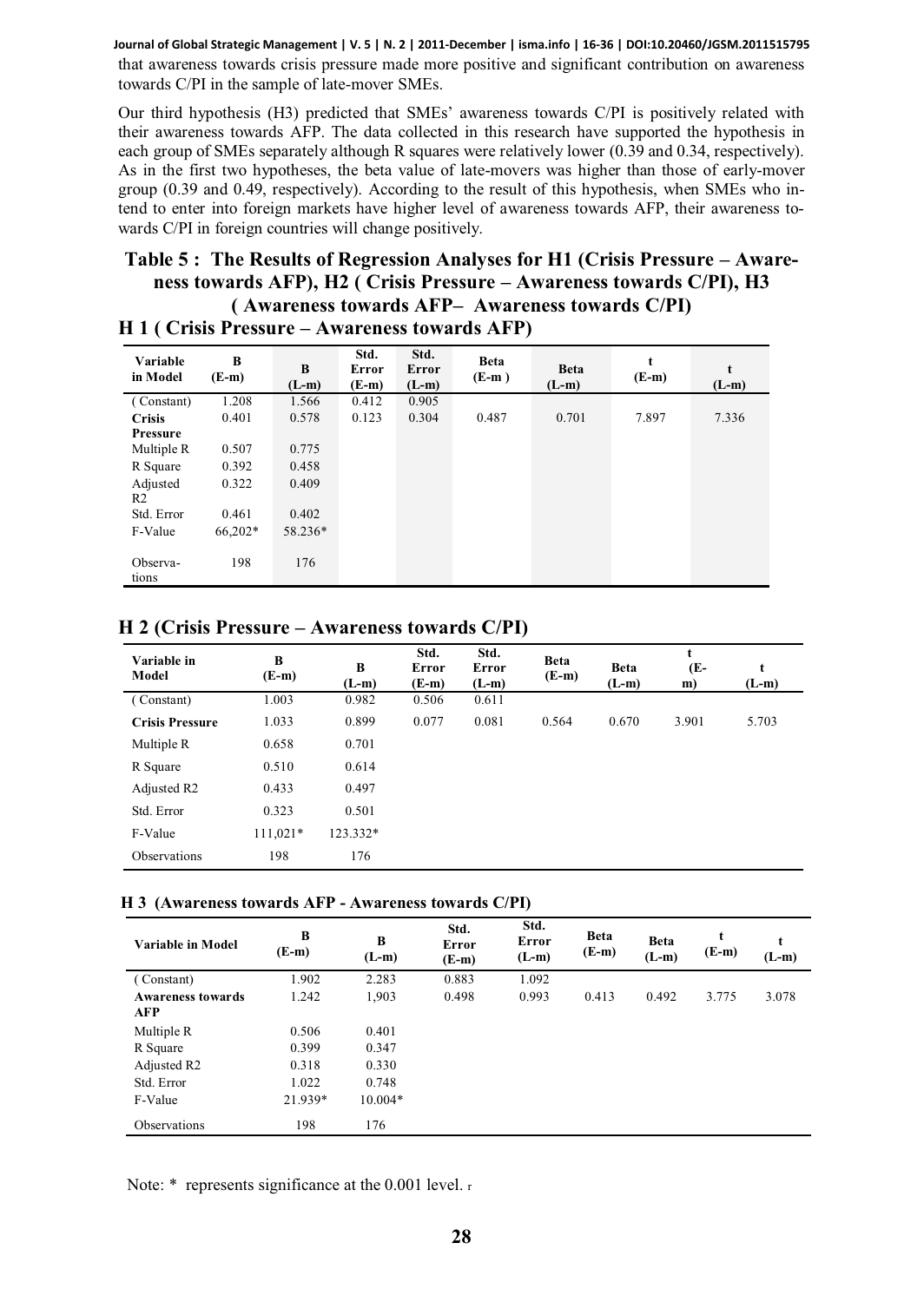that awareness towards crisis pressure made more positive and significant contribution on awareness towards C/PI in the sample of late-mover SMEs.

Our third hypothesis (H3) predicted that SMEs' awareness towards C/PI is positively related with their awareness towards AFP. The data collected in this research have supported the hypothesis in each group of SMEs separately although R squares were relatively lower (0.39 and 0.34, respectively). As in the first two hypotheses, the beta value of late-movers was higher than those of early-mover group (0.39 and 0.49, respectively). According to the result of this hypothesis, when SMEs who intend to enter into foreign markets have higher level of awareness towards AFP, their awareness towards C/PI in foreign countries will change positively.

### Table 5 : The Results of Regression Analyses for H1 (Crisis Pressure – Awareness towards AFP), H2 ( Crisis Pressure – Awareness towards C/PI), H3 ( Awareness towards AFP– Awareness towards C/PI)

#### H 1 ( Crisis Pressure – Awareness towards AFP)

| Variable in Model | B (E-m) | B (L-m) | Std. Error (E-m) | Std. Error (L-m) | Beta (E-m ) | Beta (L-m) | t (E-m) | t (L-m) |
|---|---|---|---|---|---|---|---|---|
| ( Constant) | 1.208 | 1.566 | 0.412 | 0.905 | | | | |
| **Crisis Pressure** | 0.401 | 0.578 | 0.123 | 0.304 | 0.487 | 0.701 | 7.897 | 7.336 |
| Multiple R | 0.507 | 0.775 | | | | | | |
| R Square | 0.392 | 0.458 | | | | | | |
| Adjusted R2 | 0.322 | 0.409 | | | | | | |
| Std. Error | 0.461 | 0.402 | | | | | | |
| F-Value | 66,202* | 58.236* | | | | | | |
| Observations | 198 | 176 | | | | | | |

#### H 2 (Crisis Pressure – Awareness towards C/PI)

| Variable in Model | B (E-m) | B (L-m) | Std. Error (E-m) | Std. Error (L-m) | Beta (E-m) | Beta (L-m) | t (E-m) | t (L-m) |
|---|---|---|---|---|---|---|---|---|
| ( Constant) | 1.003 | 0.982 | 0.506 | 0.611 | | | | |
| **Crisis Pressure** | 1.033 | 0.899 | 0.077 | 0.081 | 0.564 | 0.670 | 3.901 | 5.703 |
| Multiple R | 0.658 | 0.701 | | | | | | |
| R Square | 0.510 | 0.614 | | | | | | |
| Adjusted R2 | 0.433 | 0.497 | | | | | | |
| Std. Error | 0.323 | 0.501 | | | | | | |
| F-Value | 111,021* | 123.332* | | | | | | |
| Observations | 198 | 176 | | | | | | |

#### H 3 (Awareness towards AFP - Awareness towards C/PI)

| Variable in Model | B (E-m) | B (L-m) | Std. Error (E-m) | Std. Error (L-m) | Beta (E-m) | Beta (L-m) | t (E-m) | t (L-m) |
|---|---|---|---|---|---|---|---|---|
| ( Constant) | 1.902 | 2.283 | 0.883 | 1.092 | | | | |
| **Awareness towards AFP** | 1.242 | 1,903 | 0.498 | 0.993 | 0.413 | 0.492 | 3.775 | 3.078 |
| Multiple R | 0.506 | 0.401 | | | | | | |
| R Square | 0.399 | 0.347 | | | | | | |
| Adjusted R2 | 0.318 | 0.330 | | | | | | |
| Std. Error | 1.022 | 0.748 | | | | | | |
| F-Value | 21.939* | 10.004* | | | | | | |
| Observations | 198 | 176 | | | | | | |

Note: * represents significance at the 0.001 level.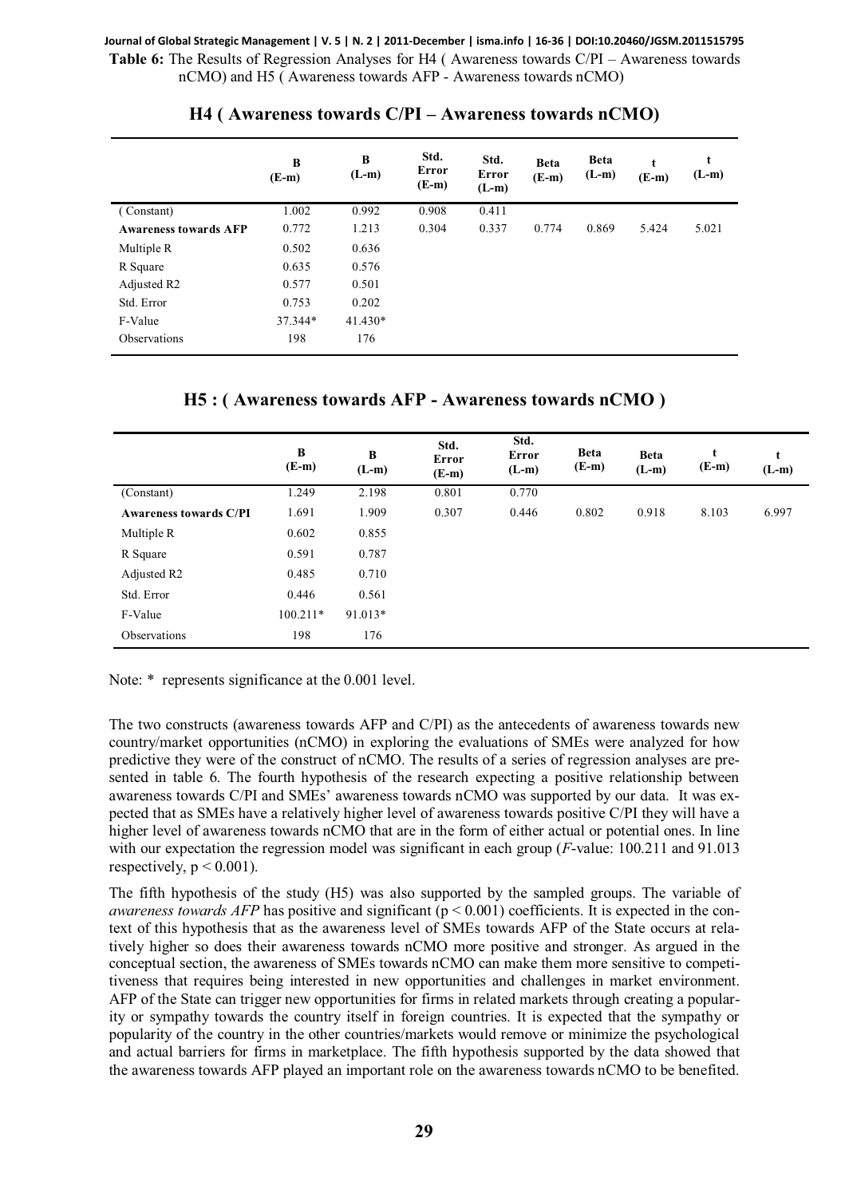**Table 6:** The Results of Regression Analyses for H4 ( Awareness towards C/PI – Awareness towards nCMO) and H5 ( Awareness towards AFP - Awareness towards nCMO)

### H4 ( Awareness towards C/PI – Awareness towards nCMO)

| | B (E-m) | B (L-m) | Std. Error (E-m) | Std. Error (L-m) | Beta (E-m) | Beta (L-m) | t (E-m) | t (L-m) |
|---|---|---|---|---|---|---|---|---|
| ( Constant) | 1.002 | 0.992 | 0.908 | 0.411 | | | | |
| **Awareness towards AFP** | 0.772 | 1.213 | 0.304 | 0.337 | 0.774 | 0.869 | 5.424 | 5.021 |
| Multiple R | 0.502 | 0.636 | | | | | | |
| R Square | 0.635 | 0.576 | | | | | | |
| Adjusted R2 | 0.577 | 0.501 | | | | | | |
| Std. Error | 0.753 | 0.202 | | | | | | |
| F-Value | 37.344* | 41.430* | | | | | | |
| Observations | 198 | 176 | | | | | | |

### H5 : ( Awareness towards AFP - Awareness towards nCMO )

| | B (E-m) | B (L-m) | Std. Error (E-m) | Std. Error (L-m) | Beta (E-m) | Beta (L-m) | t (E-m) | t (L-m) |
|---|---|---|---|---|---|---|---|---|
| (Constant) | 1.249 | 2.198 | 0.801 | 0.770 | | | | |
| **Awareness towards C/PI** | 1.691 | 1.909 | 0.307 | 0.446 | 0.802 | 0.918 | 8.103 | 6.997 |
| Multiple R | 0.602 | 0.855 | | | | | | |
| R Square | 0.591 | 0.787 | | | | | | |
| Adjusted R2 | 0.485 | 0.710 | | | | | | |
| Std. Error | 0.446 | 0.561 | | | | | | |
| F-Value | 100.211* | 91.013* | | | | | | |
| Observations | 198 | 176 | | | | | | |

Note: * represents significance at the 0.001 level.

The two constructs (awareness towards AFP and C/PI) as the antecedents of awareness towards new country/market opportunities (nCMO) in exploring the evaluations of SMEs were analyzed for how predictive they were of the construct of nCMO. The results of a series of regression analyses are presented in table 6. The fourth hypothesis of the research expecting a positive relationship between awareness towards C/PI and SMEs' awareness towards nCMO was supported by our data. It was expected that as SMEs have a relatively higher level of awareness towards positive C/PI they will have a higher level of awareness towards nCMO that are in the form of either actual or potential ones. In line with our expectation the regression model was significant in each group (*F*-value: 100.211 and 91.013 respectively, $p < 0.001$).

The fifth hypothesis of the study (H5) was also supported by the sampled groups. The variable of *awareness towards AFP* has positive and significant ($p < 0.001$) coefficients. It is expected in the context of this hypothesis that as the awareness level of SMEs towards AFP of the State occurs at relatively higher so does their awareness towards nCMO more positive and stronger. As argued in the conceptual section, the awareness of SMEs towards nCMO can make them more sensitive to competitiveness that requires being interested in new opportunities and challenges in market environment. AFP of the State can trigger new opportunities for firms in related markets through creating a popularity or sympathy towards the country itself in foreign countries. It is expected that the sympathy or popularity of the country in the other countries/markets would remove or minimize the psychological and actual barriers for firms in marketplace. The fifth hypothesis supported by the data showed that the awareness towards AFP played an important role on the awareness towards nCMO to be benefited.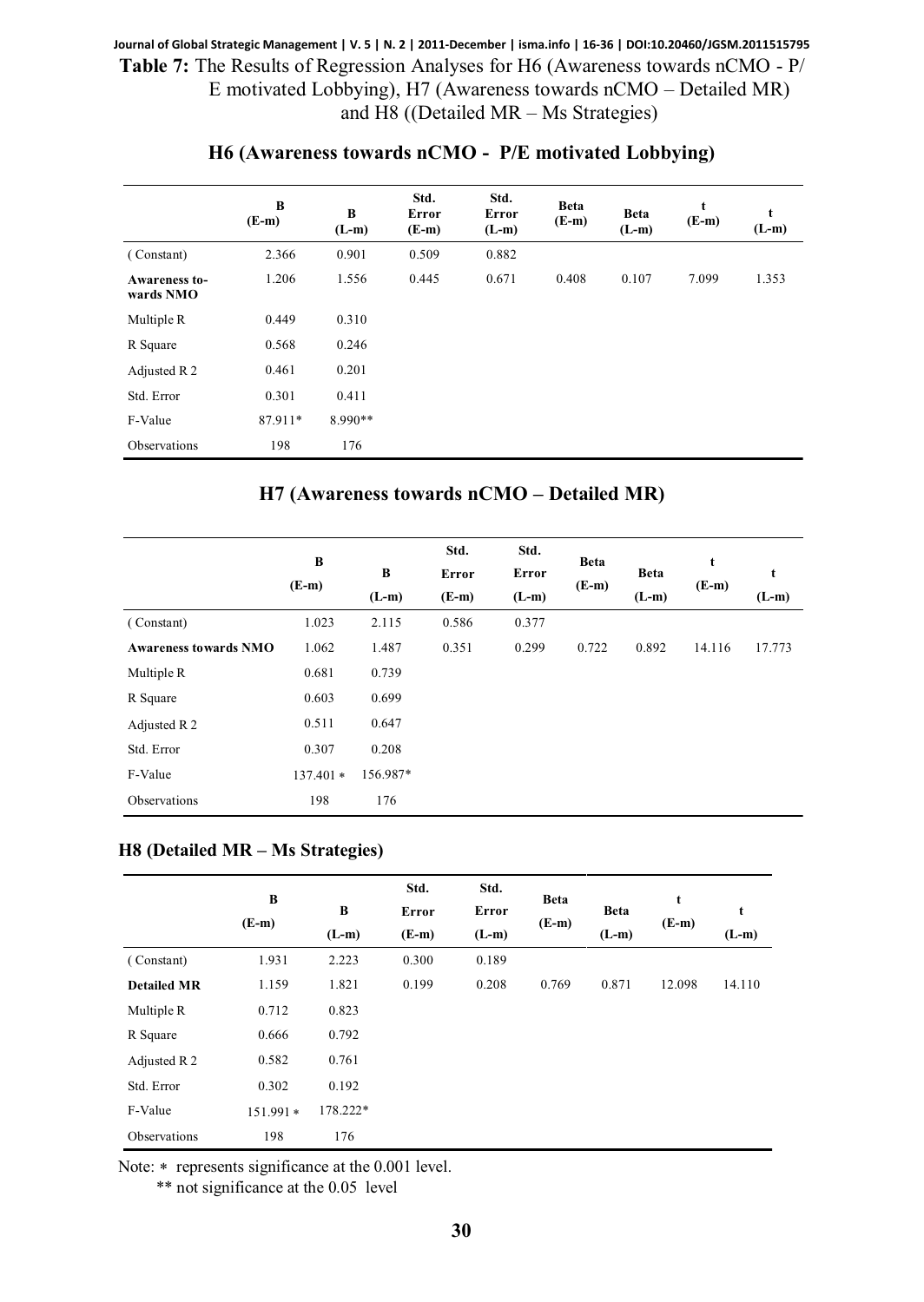**Table 7:** The Results of Regression Analyses for H6 (Awareness towards nCMO - P/E motivated Lobbying), H7 (Awareness towards nCMO – Detailed MR) and H8 ((Detailed MR – Ms Strategies)

### H6 (Awareness towards nCMO - P/E motivated Lobbying)

| | B (E-m) | B (L-m) | Std. Error (E-m) | Std. Error (L-m) | Beta (E-m) | Beta (L-m) | t (E-m) | t (L-m) |
|---|---|---|---|---|---|---|---|---|
| (Constant) | 2.366 | 0.901 | 0.509 | 0.882 | | | | |
| **Awareness towards NMO** | 1.206 | 1.556 | 0.445 | 0.671 | 0.408 | 0.107 | 7.099 | 1.353 |
| Multiple R | 0.449 | 0.310 | | | | | | |
| R Square | 0.568 | 0.246 | | | | | | |
| Adjusted R 2 | 0.461 | 0.201 | | | | | | |
| Std. Error | 0.301 | 0.411 | | | | | | |
| F-Value | 87.911* | 8.990** | | | | | | |
| Observations | 198 | 176 | | | | | | |

### H7 (Awareness towards nCMO – Detailed MR)

| | B (E-m) | B (L-m) | Std. Error (E-m) | Std. Error (L-m) | Beta (E-m) | Beta (L-m) | t (E-m) | t (L-m) |
|---|---|---|---|---|---|---|---|---|
| (Constant) | 1.023 | 2.115 | 0.586 | 0.377 | | | | |
| **Awareness towards NMO** | 1.062 | 1.487 | 0.351 | 0.299 | 0.722 | 0.892 | 14.116 | 17.773 |
| Multiple R | 0.681 | 0.739 | | | | | | |
| R Square | 0.603 | 0.699 | | | | | | |
| Adjusted R 2 | 0.511 | 0.647 | | | | | | |
| Std. Error | 0.307 | 0.208 | | | | | | |
| F-Value | 137.401 * | 156.987* | | | | | | |
| Observations | 198 | 176 | | | | | | |

### H8 (Detailed MR – Ms Strategies)

| | B (E-m) | B (L-m) | Std. Error (E-m) | Std. Error (L-m) | Beta (E-m) | Beta (L-m) | t (E-m) | t (L-m) |
|---|---|---|---|---|---|---|---|---|
| (Constant) | 1.931 | 2.223 | 0.300 | 0.189 | | | | |
| **Detailed MR** | 1.159 | 1.821 | 0.199 | 0.208 | 0.769 | 0.871 | 12.098 | 14.110 |
| Multiple R | 0.712 | 0.823 | | | | | | |
| R Square | 0.666 | 0.792 | | | | | | |
| Adjusted R 2 | 0.582 | 0.761 | | | | | | |
| Std. Error | 0.302 | 0.192 | | | | | | |
| F-Value | 151.991 * | 178.222* | | | | | | |
| Observations | 198 | 176 | | | | | | |

Note: * represents significance at the 0.001 level.

** not significance at the 0.05 level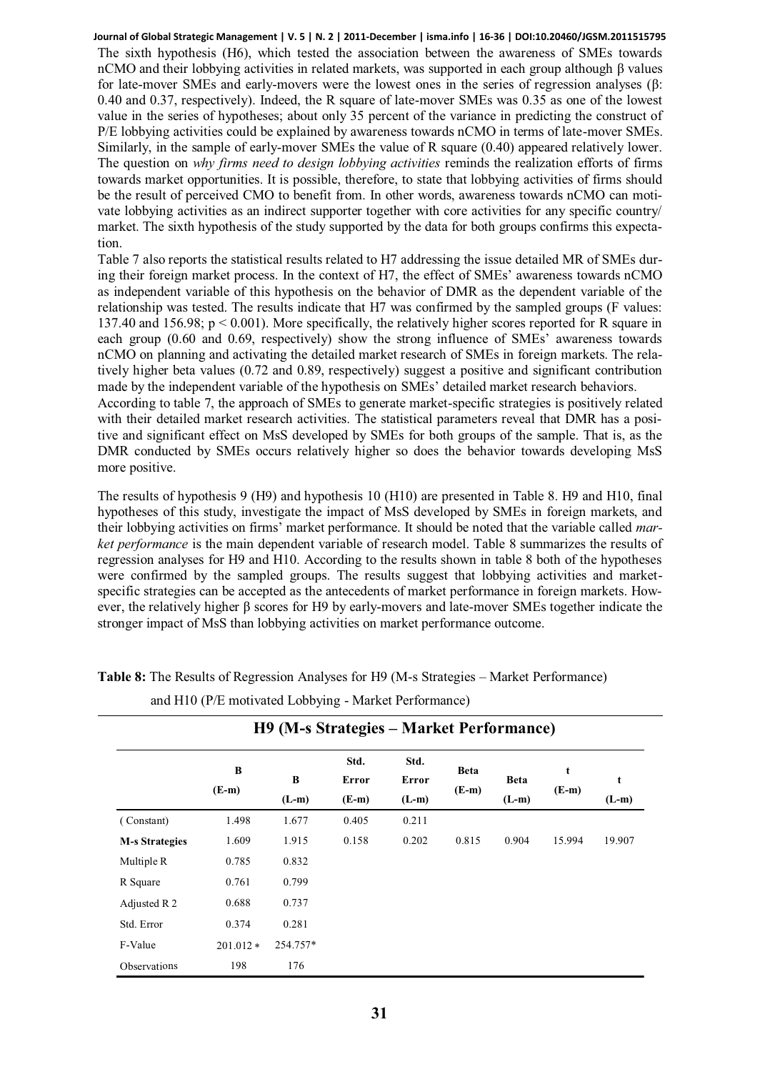The sixth hypothesis (H6), which tested the association between the awareness of SMEs towards nCMO and their lobbying activities in related markets, was supported in each group although β values for late-mover SMEs and early-movers were the lowest ones in the series of regression analyses (β: 0.40 and 0.37, respectively). Indeed, the R square of late-mover SMEs was 0.35 as one of the lowest value in the series of hypotheses; about only 35 percent of the variance in predicting the construct of P/E lobbying activities could be explained by awareness towards nCMO in terms of late-mover SMEs. Similarly, in the sample of early-mover SMEs the value of R square (0.40) appeared relatively lower. The question on *why firms need to design lobbying activities* reminds the realization efforts of firms towards market opportunities. It is possible, therefore, to state that lobbying activities of firms should be the result of perceived CMO to benefit from. In other words, awareness towards nCMO can motivate lobbying activities as an indirect supporter together with core activities for any specific country/ market. The sixth hypothesis of the study supported by the data for both groups confirms this expectation.

Table 7 also reports the statistical results related to H7 addressing the issue detailed MR of SMEs during their foreign market process. In the context of H7, the effect of SMEs' awareness towards nCMO as independent variable of this hypothesis on the behavior of DMR as the dependent variable of the relationship was tested. The results indicate that H7 was confirmed by the sampled groups (F values: 137.40 and 156.98; $p < 0.001$). More specifically, the relatively higher scores reported for R square in each group (0.60 and 0.69, respectively) show the strong influence of SMEs' awareness towards nCMO on planning and activating the detailed market research of SMEs in foreign markets. The relatively higher beta values (0.72 and 0.89, respectively) suggest a positive and significant contribution made by the independent variable of the hypothesis on SMEs' detailed market research behaviors.

According to table 7, the approach of SMEs to generate market-specific strategies is positively related with their detailed market research activities. The statistical parameters reveal that DMR has a positive and significant effect on MsS developed by SMEs for both groups of the sample. That is, as the DMR conducted by SMEs occurs relatively higher so does the behavior towards developing MsS more positive.

The results of hypothesis 9 (H9) and hypothesis 10 (H10) are presented in Table 8. H9 and H10, final hypotheses of this study, investigate the impact of MsS developed by SMEs in foreign markets, and their lobbying activities on firms' market performance. It should be noted that the variable called *market performance* is the main dependent variable of research model. Table 8 summarizes the results of regression analyses for H9 and H10. According to the results shown in table 8 both of the hypotheses were confirmed by the sampled groups. The results suggest that lobbying activities and market-specific strategies can be accepted as the antecedents of market performance in foreign markets. However, the relatively higher β scores for H9 by early-movers and late-mover SMEs together indicate the stronger impact of MsS than lobbying activities on market performance outcome.

**Table 8:** The Results of Regression Analyses for H9 (M-s Strategies – Market Performance) and H10 (P/E motivated Lobbying - Market Performance)

| **H9 (M-s Strategies – Market Performance)** | | | | | | | | |
|---|---|---|---|---|---|---|---|---|
| | B (E-m) | B (L-m) | Std. Error (E-m) | Std. Error (L-m) | Beta (E-m) | Beta (L-m) | t (E-m) | t (L-m) |
| (Constant) | 1.498 | 1.677 | 0.405 | 0.211 | | | | |
| **M-s Strategies** | 1.609 | 1.915 | 0.158 | 0.202 | 0.815 | 0.904 | 15.994 | 19.907 |
| Multiple R | 0.785 | 0.832 | | | | | | |
| R Square | 0.761 | 0.799 | | | | | | |
| Adjusted R 2 | 0.688 | 0.737 | | | | | | |
| Std. Error | 0.374 | 0.281 | | | | | | |
| F-Value | 201.012 * | 254.757* | | | | | | |
| Observations | 198 | 176 | | | | | | |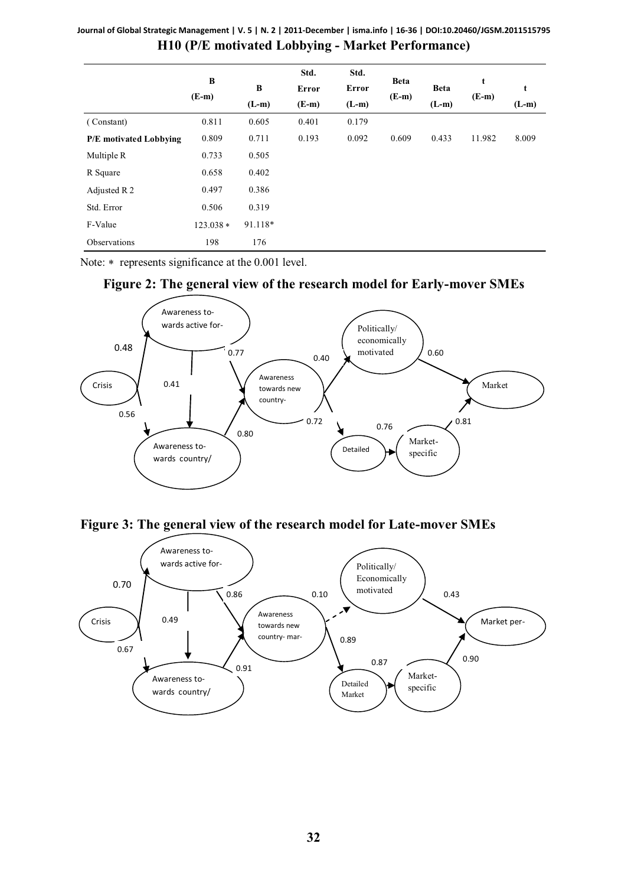**H10 (P/E motivated Lobbying - Market Performance)**

| | B (E-m) | B (L-m) | Std. Error (E-m) | Std. Error (L-m) | Beta (E-m) | Beta (L-m) | t (E-m) | t (L-m) |
|---|---|---|---|---|---|---|---|---|
| (Constant) | 0.811 | 0.605 | 0.401 | 0.179 | | | | |
| **P/E motivated Lobbying** | 0.809 | 0.711 | 0.193 | 0.092 | 0.609 | 0.433 | 11.982 | 8.009 |
| Multiple R | 0.733 | 0.505 | | | | | | |
| R Square | 0.658 | 0.402 | | | | | | |
| Adjusted R 2 | 0.497 | 0.386 | | | | | | |
| Std. Error | 0.506 | 0.319 | | | | | | |
| F-Value | 123.038 * | 91.118* | | | | | | |
| Observations | 198 | 176 | | | | | | |

Note: * represents significance at the 0.001 level.

**Figure 2: The general view of the research model for Early-mover SMEs**

**Figure 3: The general view of the research model for Late-mover SMEs**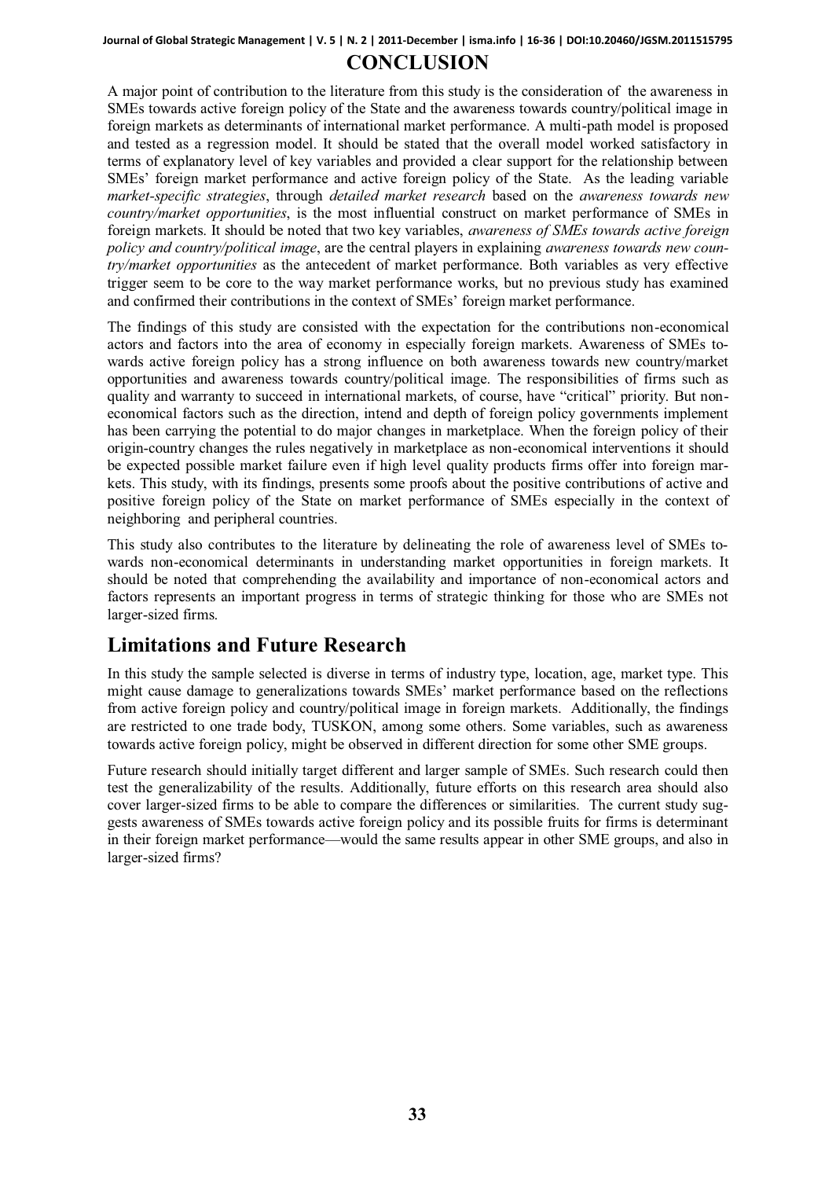# CONCLUSION

A major point of contribution to the literature from this study is the consideration of the awareness in SMEs towards active foreign policy of the State and the awareness towards country/political image in foreign markets as determinants of international market performance. A multi-path model is proposed and tested as a regression model. It should be stated that the overall model worked satisfactory in terms of explanatory level of key variables and provided a clear support for the relationship between SMEs' foreign market performance and active foreign policy of the State. As the leading variable *market-specific strategies*, through *detailed market research* based on the *awareness towards new country/market opportunities*, is the most influential construct on market performance of SMEs in foreign markets. It should be noted that two key variables, *awareness of SMEs towards active foreign policy and country/political image*, are the central players in explaining *awareness towards new country/market opportunities* as the antecedent of market performance. Both variables as very effective trigger seem to be core to the way market performance works, but no previous study has examined and confirmed their contributions in the context of SMEs' foreign market performance.

The findings of this study are consisted with the expectation for the contributions non-economical actors and factors into the area of economy in especially foreign markets. Awareness of SMEs towards active foreign policy has a strong influence on both awareness towards new country/market opportunities and awareness towards country/political image. The responsibilities of firms such as quality and warranty to succeed in international markets, of course, have "critical" priority. But non-economical factors such as the direction, intend and depth of foreign policy governments implement has been carrying the potential to do major changes in marketplace. When the foreign policy of their origin-country changes the rules negatively in marketplace as non-economical interventions it should be expected possible market failure even if high level quality products firms offer into foreign markets. This study, with its findings, presents some proofs about the positive contributions of active and positive foreign policy of the State on market performance of SMEs especially in the context of neighboring and peripheral countries.

This study also contributes to the literature by delineating the role of awareness level of SMEs towards non-economical determinants in understanding market opportunities in foreign markets. It should be noted that comprehending the availability and importance of non-economical actors and factors represents an important progress in terms of strategic thinking for those who are SMEs not larger-sized firms.

## Limitations and Future Research

In this study the sample selected is diverse in terms of industry type, location, age, market type. This might cause damage to generalizations towards SMEs' market performance based on the reflections from active foreign policy and country/political image in foreign markets. Additionally, the findings are restricted to one trade body, TUSKON, among some others. Some variables, such as awareness towards active foreign policy, might be observed in different direction for some other SME groups.

Future research should initially target different and larger sample of SMEs. Such research could then test the generalizability of the results. Additionally, future efforts on this research area should also cover larger-sized firms to be able to compare the differences or similarities. The current study suggests awareness of SMEs towards active foreign policy and its possible fruits for firms is determinant in their foreign market performance—would the same results appear in other SME groups, and also in larger-sized firms?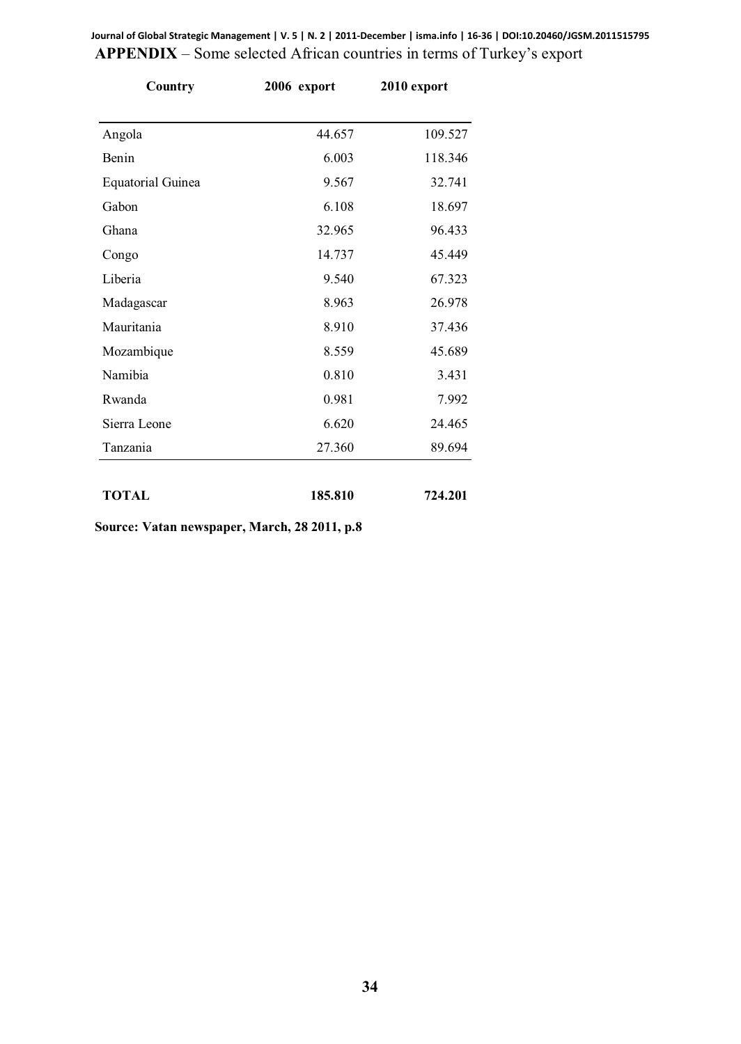**APPENDIX** – Some selected African countries in terms of Turkey's export

| Country | 2006 export | 2010 export |
|---|---|---|
| Angola | 44.657 | 109.527 |
| Benin | 6.003 | 118.346 |
| Equatorial Guinea | 9.567 | 32.741 |
| Gabon | 6.108 | 18.697 |
| Ghana | 32.965 | 96.433 |
| Congo | 14.737 | 45.449 |
| Liberia | 9.540 | 67.323 |
| Madagascar | 8.963 | 26.978 |
| Mauritania | 8.910 | 37.436 |
| Mozambique | 8.559 | 45.689 |
| Namibia | 0.810 | 3.431 |
| Rwanda | 0.981 | 7.992 |
| Sierra Leone | 6.620 | 24.465 |
| Tanzania | 27.360 | 89.694 |
| **TOTAL** | **185.810** | **724.201** |

**Source: Vatan newspaper, March, 28 2011, p.8**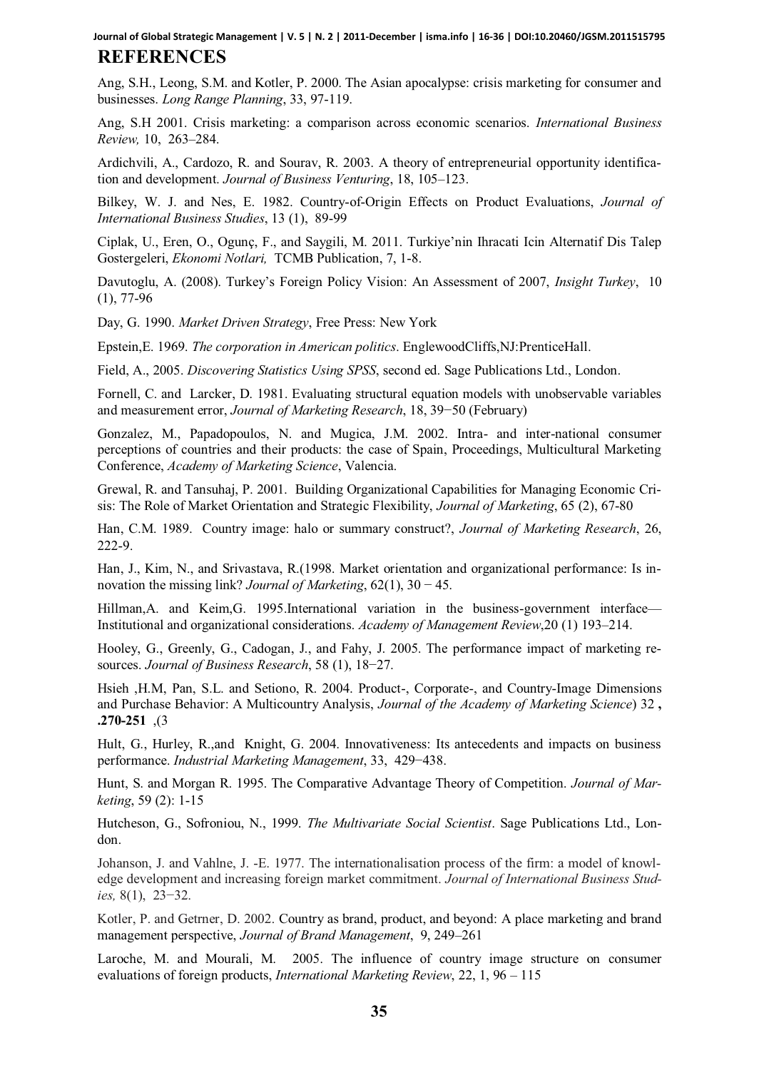## REFERENCES

Ang, S.H., Leong, S.M. and Kotler, P. 2000. The Asian apocalypse: crisis marketing for consumer and businesses. *Long Range Planning*, 33, 97-119.

Ang, S.H 2001. Crisis marketing: a comparison across economic scenarios. *International Business Review,* 10, 263–284.

Ardichvili, A., Cardozo, R. and Sourav, R. 2003. A theory of entrepreneurial opportunity identification and development. *Journal of Business Venturing*, 18, 105–123.

Bilkey, W. J. and Nes, E. 1982. Country-of-Origin Effects on Product Evaluations, *Journal of International Business Studies*, 13 (1), 89-99

Ciplak, U., Eren, O., Ogunç, F., and Saygili, M. 2011. Turkiye'nin Ihracati Icin Alternatif Dis Talep Gostergeleri, *Ekonomi Notlari,* TCMB Publication, 7, 1-8.

Davutoglu, A. (2008). Turkey's Foreign Policy Vision: An Assessment of 2007, *Insight Turkey*, 10 (1), 77-96

Day, G. 1990. *Market Driven Strategy*, Free Press: New York

Epstein,E. 1969. *The corporation in American politics*. EnglewoodCliffs,NJ:PrenticeHall.

Field, A., 2005. *Discovering Statistics Using SPSS*, second ed. Sage Publications Ltd., London.

Fornell, C. and Larcker, D. 1981. Evaluating structural equation models with unobservable variables and measurement error, *Journal of Marketing Research*, 18, 39−50 (February)

Gonzalez, M., Papadopoulos, N. and Mugica, J.M. 2002. Intra- and inter-national consumer perceptions of countries and their products: the case of Spain, Proceedings, Multicultural Marketing Conference, *Academy of Marketing Science*, Valencia.

Grewal, R. and Tansuhaj, P. 2001. Building Organizational Capabilities for Managing Economic Crisis: The Role of Market Orientation and Strategic Flexibility, *Journal of Marketing*, 65 (2), 67-80

Han, C.M. 1989. Country image: halo or summary construct?, *Journal of Marketing Research*, 26, 222-9.

Han, J., Kim, N., and Srivastava, R.(1998. Market orientation and organizational performance: Is innovation the missing link? *Journal of Marketing*, 62(1), 30 − 45.

Hillman,A. and Keim,G. 1995.International variation in the business-government interface—Institutional and organizational considerations. *Academy of Management Review*,20 (1) 193–214.

Hooley, G., Greenly, G., Cadogan, J., and Fahy, J. 2005. The performance impact of marketing resources. *Journal of Business Research*, 58 (1), 18−27.

Hsieh ,H.M, Pan, S.L. and Setiono, R. 2004. Product-, Corporate-, and Country-Image Dimensions and Purchase Behavior: A Multicountry Analysis, *Journal of the Academy of Marketing Science*) 32 **, .270-251** ,(3

Hult, G., Hurley, R.,and Knight, G. 2004. Innovativeness: Its antecedents and impacts on business performance. *Industrial Marketing Management*, 33, 429−438.

Hunt, S. and Morgan R. 1995. The Comparative Advantage Theory of Competition. *Journal of Marketing*, 59 (2): 1-15

Hutcheson, G., Sofroniou, N., 1999. *The Multivariate Social Scientist*. Sage Publications Ltd., London.

Johanson, J. and Vahlne, J. -E. 1977. The internationalisation process of the firm: a model of knowledge development and increasing foreign market commitment. *Journal of International Business Studies,* 8(1), 23−32.

Kotler, P. and Getrner, D. 2002. Country as brand, product, and beyond: A place marketing and brand management perspective, *Journal of Brand Management*, 9, 249–261

Laroche, M. and Mourali, M. 2005. The influence of country image structure on consumer evaluations of foreign products, *International Marketing Review*, 22, 1, 96 – 115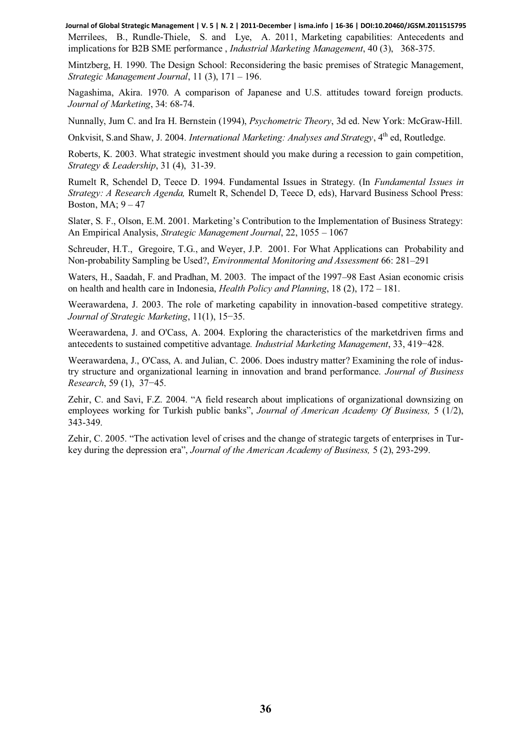Merrilees, B., Rundle-Thiele, S. and Lye, A. 2011, Marketing capabilities: Antecedents and implications for B2B SME performance , *Industrial Marketing Management*, 40 (3), 368-375.

Mintzberg, H. 1990. The Design School: Reconsidering the basic premises of Strategic Management, *Strategic Management Journal*, 11 (3), 171 – 196.

Nagashima, Akira. 1970. A comparison of Japanese and U.S. attitudes toward foreign products. *Journal of Marketing*, 34: 68-74.

Nunnally, Jum C. and Ira H. Bernstein (1994), *Psychometric Theory*, 3d ed. New York: McGraw-Hill.

Onkvisit, S.and Shaw, J. 2004. *International Marketing: Analyses and Strategy*, 4th ed, Routledge.

Roberts, K. 2003. What strategic investment should you make during a recession to gain competition, *Strategy & Leadership*, 31 (4), 31-39.

Rumelt R, Schendel D, Teece D. 1994. Fundamental Issues in Strategy. (In *Fundamental Issues in Strategy: A Research Agenda,* Rumelt R, Schendel D, Teece D, eds), Harvard Business School Press: Boston, MA; 9 – 47

Slater, S. F., Olson, E.M. 2001. Marketing's Contribution to the Implementation of Business Strategy: An Empirical Analysis, *Strategic Management Journal*, 22, 1055 – 1067

Schreuder, H.T., Gregoire, T.G., and Weyer, J.P. 2001. For What Applications can Probability and Non-probability Sampling be Used?, *Environmental Monitoring and Assessment* 66: 281–291

Waters, H., Saadah, F. and Pradhan, M. 2003. The impact of the 1997–98 East Asian economic crisis on health and health care in Indonesia, *Health Policy and Planning*, 18 (2), 172 – 181.

Weerawardena, J. 2003. The role of marketing capability in innovation-based competitive strategy. *Journal of Strategic Marketing*, 11(1), 15−35.

Weerawardena, J. and O'Cass, A. 2004. Exploring the characteristics of the marketdriven firms and antecedents to sustained competitive advantage. *Industrial Marketing Management*, 33, 419−428.

Weerawardena, J., O'Cass, A. and Julian, C. 2006. Does industry matter? Examining the role of industry structure and organizational learning in innovation and brand performance. *Journal of Business Research*, 59 (1), 37−45.

Zehir, C. and Savi, F.Z. 2004. "A field research about implications of organizational downsizing on employees working for Turkish public banks", *Journal of American Academy Of Business,* 5 (1/2), 343-349.

Zehir, C. 2005. "The activation level of crises and the change of strategic targets of enterprises in Turkey during the depression era", *Journal of the American Academy of Business,* 5 (2), 293-299.